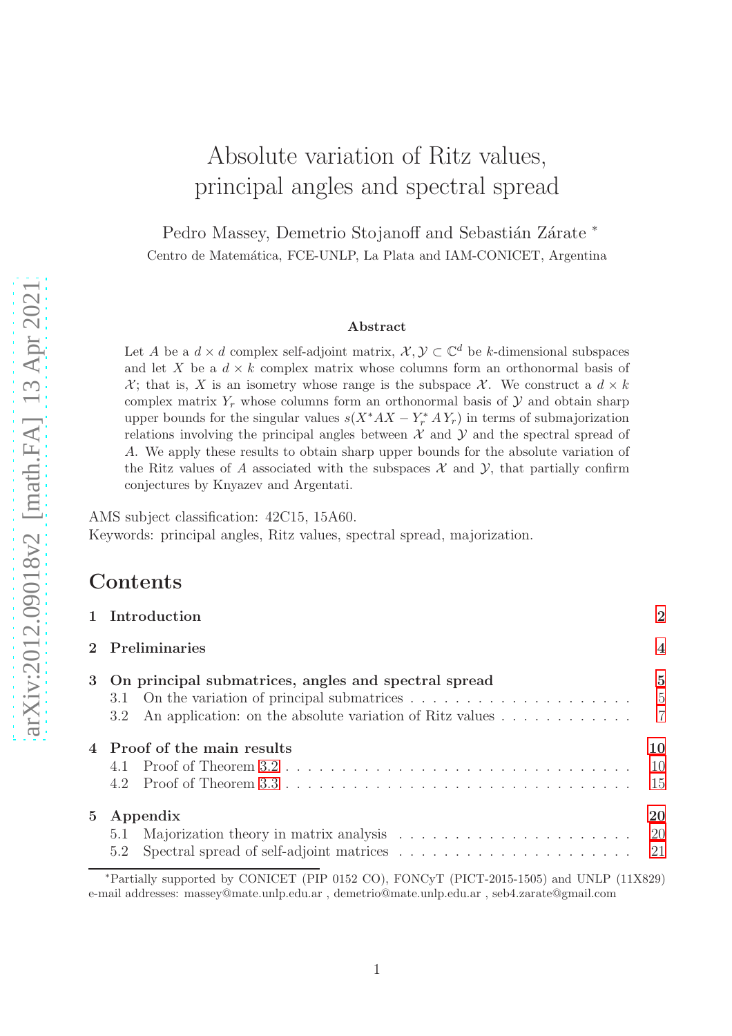# Absolute variation of Ritz values, principal angles and spectral spread

Pedro Massey, Demetrio Stojanoff and Sebastián Zárate *

Centro de Matemática, FCE-UNLP, La Plata and IAM-CONICET, Argentina

arXiv:2012.09018v2 [math.FA] 13 Apr 2021

### Abstract

Let $A$ be a $d\times d$ complex self-adjoint matrix, $\mathcal{X},\mathcal{Y}\subset\mathbb{C}^d$ be $k$-dimensional subspaces and let $X$ be a $d\times k$ complex matrix whose columns form an orthonormal basis of $\mathcal{X}$; that is, $X$ is an isometry whose range is the subspace $\mathcal{X}$. We construct a $d\times k$ complex matrix $Y_r$ whose columns form an orthonormal basis of $\mathcal{Y}$ and obtain sharp upper bounds for the singular values $s(X^*AX - Y_r^*\,A\,Y_r)$ in terms of submajorization relations involving the principal angles between $\mathcal{X}$ and $\mathcal{Y}$ and the spectral spread of $A$. We apply these results to obtain sharp upper bounds for the absolute variation of the Ritz values of $A$ associated with the subspaces $\mathcal{X}$ and $\mathcal{Y}$, that partially confirm conjectures by Knyazev and Argentati.

AMS subject classification: 42C15, 15A60.
Keywords: principal angles, Ritz values, spectral spread, majorization.

## Contents

1 Introduction — 2

2 Preliminaries — 4

3 On principal submatrices, angles and spectral spread — 5
- 3.1 On the variation of principal submatrices — 5
- 3.2 An application: on the absolute variation of Ritz values — 7

4 Proof of the main results — 10
- 4.1 Proof of Theorem 3.2 — 10
- 4.2 Proof of Theorem 3.3 — 15

5 Appendix — 20
- 5.1 Majorization theory in matrix analysis — 20
- 5.2 Spectral spread of self-adjoint matrices — 21

*Partially supported by CONICET (PIP 0152 CO), FONCyT (PICT-2015-1505) and UNLP (11X829) e-mail addresses: massey@mate.unlp.edu.ar , demetrio@mate.unlp.edu.ar , seb4.zarate@gmail.com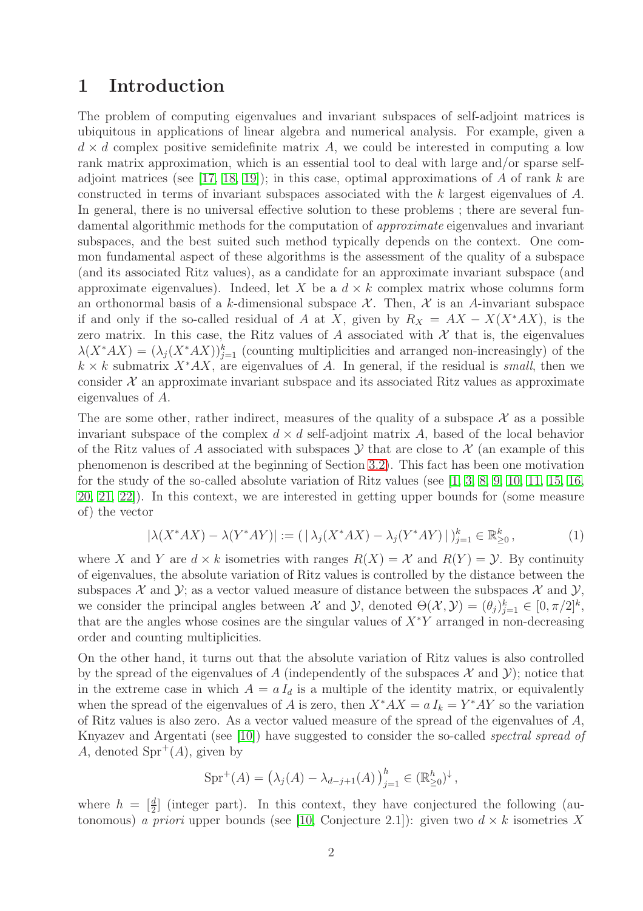# 1 Introduction

The problem of computing eigenvalues and invariant subspaces of self-adjoint matrices is ubiquitous in applications of linear algebra and numerical analysis. For example, given a $d \times d$ complex positive semidefinite matrix $A$, we could be interested in computing a low rank matrix approximation, which is an essential tool to deal with large and/or sparse self-adjoint matrices (see [17, 18, 19]); in this case, optimal approximations of $A$ of rank $k$ are constructed in terms of invariant subspaces associated with the $k$ largest eigenvalues of $A$. In general, there is no universal effective solution to these problems ; there are several fundamental algorithmic methods for the computation of *approximate* eigenvalues and invariant subspaces, and the best suited such method typically depends on the context. One common fundamental aspect of these algorithms is the assessment of the quality of a subspace (and its associated Ritz values), as a candidate for an approximate invariant subspace (and approximate eigenvalues). Indeed, let $X$ be a $d \times k$ complex matrix whose columns form an orthonormal basis of a $k$-dimensional subspace $\mathcal{X}$. Then, $\mathcal{X}$ is an $A$-invariant subspace if and only if the so-called residual of $A$ at $X$, given by $R_X = AX - X(X^*AX)$, is the zero matrix. In this case, the Ritz values of $A$ associated with $\mathcal{X}$ that is, the eigenvalues $\lambda(X^*AX) = (\lambda_j(X^*AX))_{j=1}^k$ (counting multiplicities and arranged non-increasingly) of the $k \times k$ submatrix $X^*AX$, are eigenvalues of $A$. In general, if the residual is *small*, then we consider $\mathcal{X}$ an approximate invariant subspace and its associated Ritz values as approximate eigenvalues of $A$.

The are some other, rather indirect, measures of the quality of a subspace $\mathcal{X}$ as a possible invariant subspace of the complex $d \times d$ self-adjoint matrix $A$, based of the local behavior of the Ritz values of $A$ associated with subspaces $\mathcal{Y}$ that are close to $\mathcal{X}$ (an example of this phenomenon is described at the beginning of Section 3.2). This fact has been one motivation for the study of the so-called absolute variation of Ritz values (see [1, 3, 8, 9, 10, 11, 15, 16, 20, 21, 22]). In this context, we are interested in getting upper bounds for (some measure of) the vector

$$|\lambda(X^*AX) - \lambda(Y^*AY)| := (\,|\,\lambda_j(X^*AX) - \lambda_j(Y^*AY)\,|\,)_{j=1}^k \in \mathbb{R}_{\geq 0}^k\,, \tag{1}$$

where $X$ and $Y$ are $d \times k$ isometries with ranges $R(X) = \mathcal{X}$ and $R(Y) = \mathcal{Y}$. By continuity of eigenvalues, the absolute variation of Ritz values is controlled by the distance between the subspaces $\mathcal{X}$ and $\mathcal{Y}$; as a vector valued measure of distance between the subspaces $\mathcal{X}$ and $\mathcal{Y}$, we consider the principal angles between $\mathcal{X}$ and $\mathcal{Y}$, denoted $\Theta(\mathcal{X}, \mathcal{Y}) = (\theta_j)_{j=1}^k \in [0, \pi/2]^k$, that are the angles whose cosines are the singular values of $X^*Y$ arranged in non-decreasing order and counting multiplicities.

On the other hand, it turns out that the absolute variation of Ritz values is also controlled by the spread of the eigenvalues of $A$ (independently of the subspaces $\mathcal{X}$ and $\mathcal{Y}$); notice that in the extreme case in which $A = a\,I_d$ is a multiple of the identity matrix, or equivalently when the spread of the eigenvalues of $A$ is zero, then $X^*AX = a\,I_k = Y^*AY$ so the variation of Ritz values is also zero. As a vector valued measure of the spread of the eigenvalues of $A$, Knyazev and Argentati (see [10]) have suggested to consider the so-called *spectral spread of* $A$, denoted $\operatorname{Spr}^+(A)$, given by

$$\operatorname{Spr}^+(A) = \big(\lambda_j(A) - \lambda_{d-j+1}(A)\big)_{j=1}^h \in (\mathbb{R}_{\geq 0}^h)^\downarrow\,,$$

where $h = [\frac{d}{2}]$ (integer part). In this context, they have conjectured the following (autonomous) *a priori* upper bounds (see [10, Conjecture 2.1]): given two $d \times k$ isometries $X$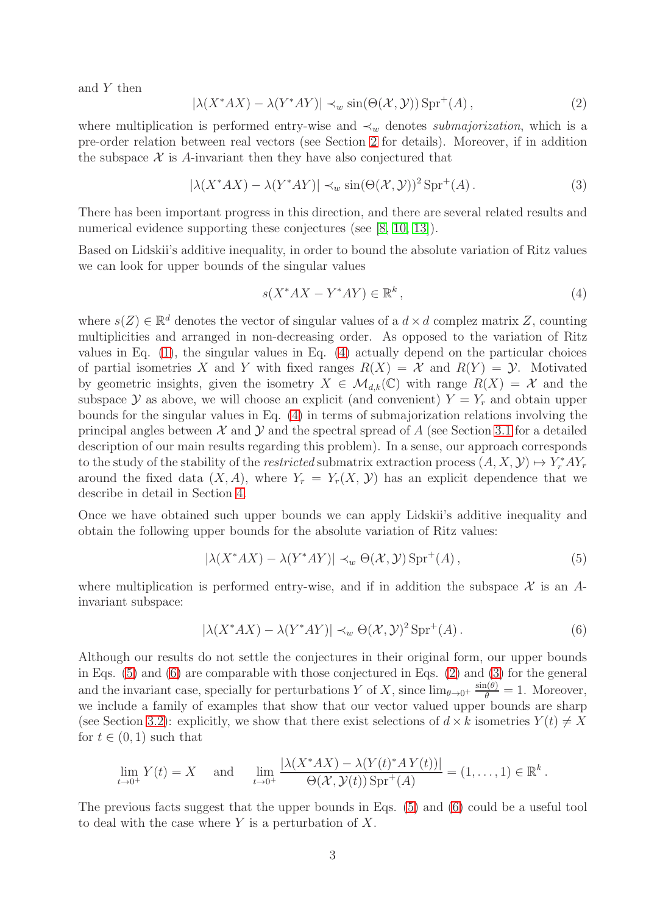and $Y$ then

$$|\lambda(X^*AX) - \lambda(Y^*AY)| \prec_w \sin(\Theta(\mathcal{X}, \mathcal{Y})) \operatorname{Spr}^+(A)\,, \tag{2}$$

where multiplication is performed entry-wise and $\prec_w$ denotes *submajorization*, which is a pre-order relation between real vectors (see Section 2 for details). Moreover, if in addition the subspace $\mathcal{X}$ is $A$-invariant then they have also conjectured that

$$|\lambda(X^*AX) - \lambda(Y^*AY)| \prec_w \sin(\Theta(\mathcal{X}, \mathcal{Y}))^2 \operatorname{Spr}^+(A)\,. \tag{3}$$

There has been important progress in this direction, and there are several related results and numerical evidence supporting these conjectures (see [8, 10, 13]).

Based on Lidskii's additive inequality, in order to bound the absolute variation of Ritz values we can look for upper bounds of the singular values

$$s(X^*AX - Y^*AY) \in \mathbb{R}^k\,, \tag{4}$$

where $s(Z) \in \mathbb{R}^d$ denotes the vector of singular values of a $d \times d$ complex matrix $Z$, counting multiplicities and arranged in non-decreasing order. As opposed to the variation of Ritz values in Eq. (1), the singular values in Eq. (4) actually depend on the particular choices of partial isometries $X$ and $Y$ with fixed ranges $R(X) = \mathcal{X}$ and $R(Y) = \mathcal{Y}$. Motivated by geometric insights, given the isometry $X \in \mathcal{M}_{d,k}(\mathbb{C})$ with range $R(X) = \mathcal{X}$ and the subspace $\mathcal{Y}$ as above, we will choose an explicit (and convenient) $Y = Y_r$ and obtain upper bounds for the singular values in Eq. (4) in terms of submajorization relations involving the principal angles between $\mathcal{X}$ and $\mathcal{Y}$ and the spectral spread of $A$ (see Section 3.1 for a detailed description of our main results regarding this problem). In a sense, our approach corresponds to the study of the stability of the *restricted* submatrix extraction process $(A, X, \mathcal{Y}) \mapsto Y_r^* A Y_r$ around the fixed data $(X, A)$, where $Y_r = Y_r(X, \mathcal{Y})$ has an explicit dependence that we describe in detail in Section 4.

Once we have obtained such upper bounds we can apply Lidskii's additive inequality and obtain the following upper bounds for the absolute variation of Ritz values:

$$|\lambda(X^*AX) - \lambda(Y^*AY)| \prec_w \Theta(\mathcal{X}, \mathcal{Y}) \operatorname{Spr}^+(A)\,, \tag{5}$$

where multiplication is performed entry-wise, and if in addition the subspace $\mathcal{X}$ is an $A$-invariant subspace:

$$|\lambda(X^*AX) - \lambda(Y^*AY)| \prec_w \Theta(\mathcal{X}, \mathcal{Y})^2 \operatorname{Spr}^+(A)\,. \tag{6}$$

Although our results do not settle the conjectures in their original form, our upper bounds in Eqs. (5) and (6) are comparable with those conjectured in Eqs. (2) and (3) for the general and the invariant case, specially for perturbations $Y$ of $X$, since $\lim_{\theta \to 0^+} \frac{\sin(\theta)}{\theta} = 1$. Moreover, we include a family of examples that show that our vector valued upper bounds are sharp (see Section 3.2): explicitly, we show that there exist selections of $d \times k$ isometries $Y(t) \neq X$ for $t \in (0, 1)$ such that

$$\lim_{t \to 0^+} Y(t) = X \quad \text{ and } \quad \lim_{t \to 0^+} \frac{|\lambda(X^*AX) - \lambda(Y(t)^*A\,Y(t))|}{\Theta(\mathcal{X}, \mathcal{Y}(t)) \operatorname{Spr}^+(A)} = (1, \ldots, 1) \in \mathbb{R}^k\,.$$

The previous facts suggest that the upper bounds in Eqs. (5) and (6) could be a useful tool to deal with the case where $Y$ is a perturbation of $X$.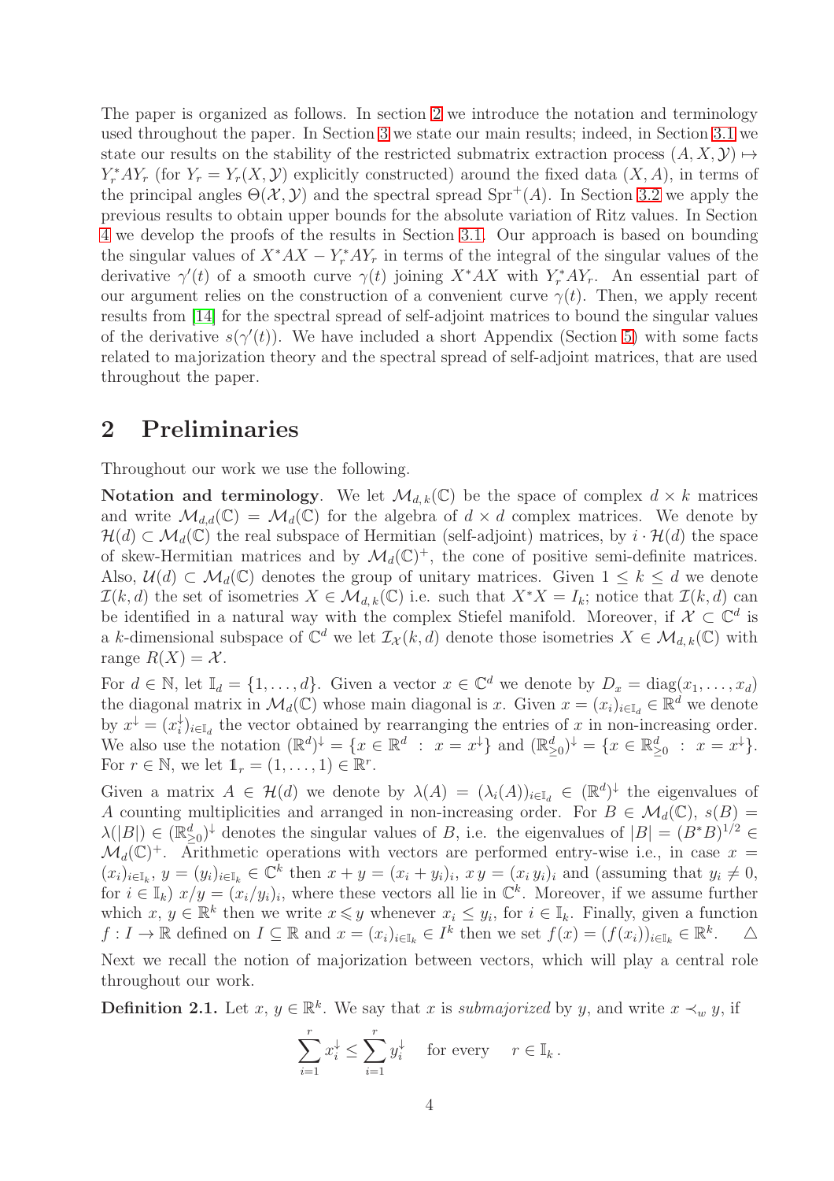The paper is organized as follows. In section 2 we introduce the notation and terminology used throughout the paper. In Section 3 we state our main results; indeed, in Section 3.1 we state our results on the stability of the restricted submatrix extraction process $(A, X, \mathcal{Y}) \mapsto Y_r^* A Y_r$ (for $Y_r = Y_r(X, \mathcal{Y})$ explicitly constructed) around the fixed data $(X, A)$, in terms of the principal angles $\Theta(\mathcal{X}, \mathcal{Y})$ and the spectral spread $\mathrm{Spr}^+(A)$. In Section 3.2 we apply the previous results to obtain upper bounds for the absolute variation of Ritz values. In Section 4 we develop the proofs of the results in Section 3.1. Our approach is based on bounding the singular values of $X^*AX - Y_r^*AY_r$ in terms of the integral of the singular values of the derivative $\gamma'(t)$ of a smooth curve $\gamma(t)$ joining $X^*AX$ with $Y_r^*AY_r$. An essential part of our argument relies on the construction of a convenient curve $\gamma(t)$. Then, we apply recent results from [14] for the spectral spread of self-adjoint matrices to bound the singular values of the derivative $s(\gamma'(t))$. We have included a short Appendix (Section 5) with some facts related to majorization theory and the spectral spread of self-adjoint matrices, that are used throughout the paper.

## 2 Preliminaries

Throughout our work we use the following.

**Notation and terminology**. We let $\mathcal{M}_{d,k}(\mathbb{C})$ be the space of complex $d \times k$ matrices and write $\mathcal{M}_{d,d}(\mathbb{C}) = \mathcal{M}_d(\mathbb{C})$ for the algebra of $d \times d$ complex matrices. We denote by $\mathcal{H}(d) \subset \mathcal{M}_d(\mathbb{C})$ the real subspace of Hermitian (self-adjoint) matrices, by $i \cdot \mathcal{H}(d)$ the space of skew-Hermitian matrices and by $\mathcal{M}_d(\mathbb{C})^+$, the cone of positive semi-definite matrices. Also, $\mathcal{U}(d) \subset \mathcal{M}_d(\mathbb{C})$ denotes the group of unitary matrices. Given $1 \le k \le d$ we denote $\mathcal{I}(k, d)$ the set of isometries $X \in \mathcal{M}_{d,k}(\mathbb{C})$ i.e. such that $X^*X = I_k$; notice that $\mathcal{I}(k, d)$ can be identified in a natural way with the complex Stiefel manifold. Moreover, if $\mathcal{X} \subset \mathbb{C}^d$ is a $k$-dimensional subspace of $\mathbb{C}^d$ we let $\mathcal{I}_{\mathcal{X}}(k, d)$ denote those isometries $X \in \mathcal{M}_{d,k}(\mathbb{C})$ with range $R(X) = \mathcal{X}$.

For $d \in \mathbb{N}$, let $\mathbb{I}_d = \{1, \ldots, d\}$. Given a vector $x \in \mathbb{C}^d$ we denote by $D_x = \mathrm{diag}(x_1, \ldots, x_d)$ the diagonal matrix in $\mathcal{M}_d(\mathbb{C})$ whose main diagonal is $x$. Given $x = (x_i)_{i \in \mathbb{I}_d} \in \mathbb{R}^d$ we denote by $x^\downarrow = (x_i^\downarrow)_{i \in \mathbb{I}_d}$ the vector obtained by rearranging the entries of $x$ in non-increasing order. We also use the notation $(\mathbb{R}^d)^\downarrow = \{x \in \mathbb{R}^d \ : \ x = x^\downarrow\}$ and $(\mathbb{R}^d_{\ge 0})^\downarrow = \{x \in \mathbb{R}^d_{\ge 0} \ : \ x = x^\downarrow\}$. For $r \in \mathbb{N}$, we let $\mathbb{1}_r = (1, \ldots, 1) \in \mathbb{R}^r$.

Given a matrix $A \in \mathcal{H}(d)$ we denote by $\lambda(A) = (\lambda_i(A))_{i \in \mathbb{I}_d} \in (\mathbb{R}^d)^\downarrow$ the eigenvalues of $A$ counting multiplicities and arranged in non-increasing order. For $B \in \mathcal{M}_d(\mathbb{C})$, $s(B) = \lambda(|B|) \in (\mathbb{R}^d_{\ge 0})^\downarrow$ denotes the singular values of $B$, i.e. the eigenvalues of $|B| = (B^*B)^{1/2} \in \mathcal{M}_d(\mathbb{C})^+$. Arithmetic operations with vectors are performed entry-wise i.e., in case $x = (x_i)_{i \in \mathbb{I}_k}$, $y = (y_i)_{i \in \mathbb{I}_k} \in \mathbb{C}^k$ then $x + y = (x_i + y_i)_i$, $x\,y = (x_i\,y_i)_i$ and (assuming that $y_i \neq 0$, for $i \in \mathbb{I}_k$) $x/y = (x_i/y_i)_i$, where these vectors all lie in $\mathbb{C}^k$. Moreover, if we assume further which $x, y \in \mathbb{R}^k$ then we write $x \leqslant y$ whenever $x_i \le y_i$, for $i \in \mathbb{I}_k$. Finally, given a function $f : I \to \mathbb{R}$ defined on $I \subseteq \mathbb{R}$ and $x = (x_i)_{i \in \mathbb{I}_k} \in I^k$ then we set $f(x) = (f(x_i))_{i \in \mathbb{I}_k} \in \mathbb{R}^k$. $\triangle$

Next we recall the notion of majorization between vectors, which will play a central role throughout our work.

**Definition 2.1.** Let $x, y \in \mathbb{R}^k$. We say that $x$ is *submajorized* by $y$, and write $x \prec_w y$, if

$$\sum_{i=1}^{r} x_i^\downarrow \le \sum_{i=1}^{r} y_i^\downarrow \quad \text{for every} \quad r \in \mathbb{I}_k \,.$$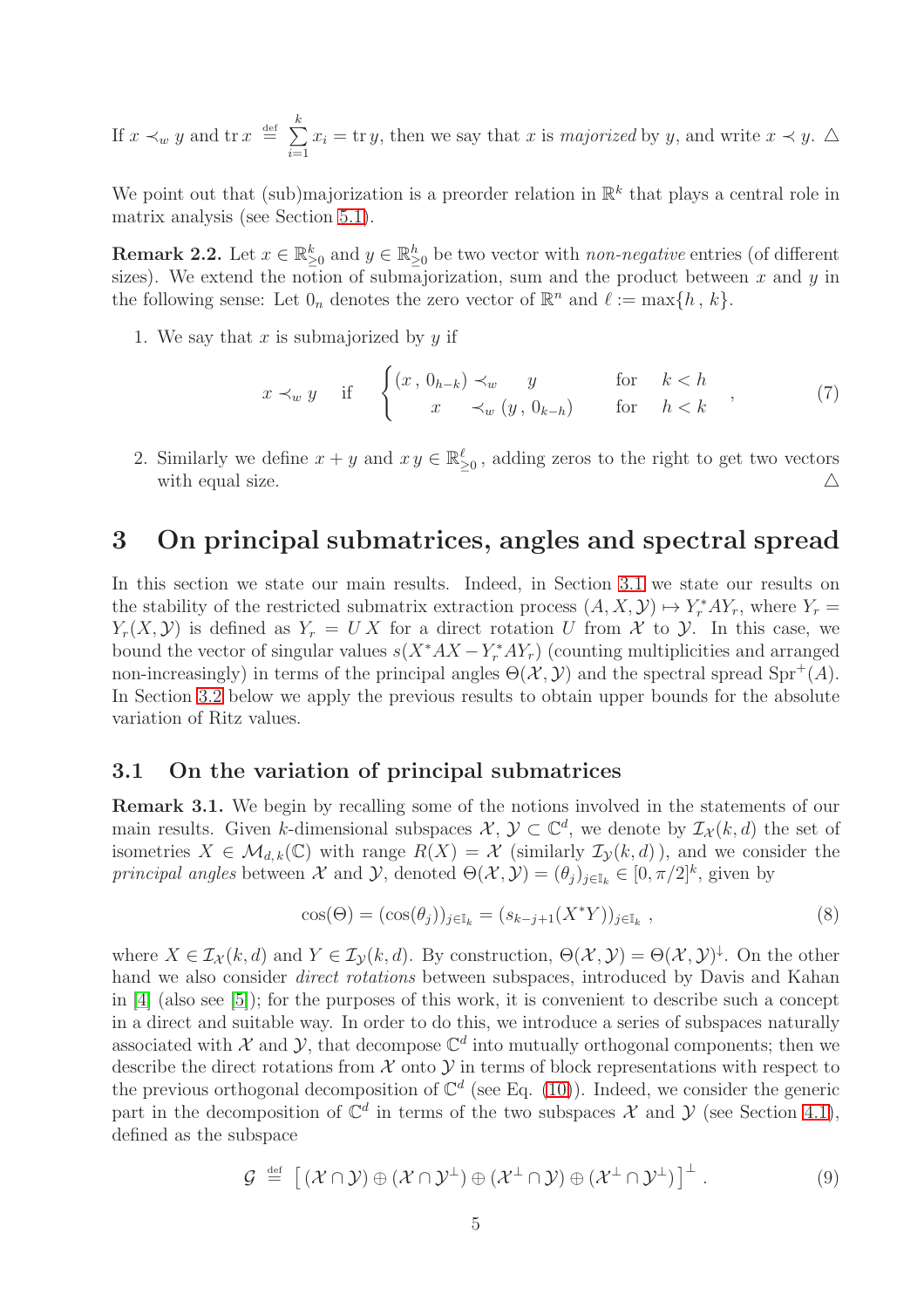If $x \prec_w y$ and $\operatorname{tr} x \stackrel{\text{def}}{=} \sum_{i=1}^{k} x_i = \operatorname{tr} y$, then we say that $x$ is *majorized* by $y$, and write $x \prec y$. △

We point out that (sub)majorization is a preorder relation in $\mathbb{R}^k$ that plays a central role in matrix analysis (see Section 5.1).

**Remark 2.2.** Let $x \in \mathbb{R}^k_{\geq 0}$ and $y \in \mathbb{R}^h_{\geq 0}$ be two vector with *non-negative* entries (of different sizes). We extend the notion of submajorization, sum and the product between $x$ and $y$ in the following sense: Let $0_n$ denotes the zero vector of $\mathbb{R}^n$ and $\ell := \max\{h\,,\,k\}$.

1. We say that $x$ is submajorized by $y$ if

$$x \prec_w y \quad \text{if} \quad \begin{cases} (x\,,\,0_{h-k}) \prec_w \quad y & \text{for} \quad k < h \\ \quad\quad x \quad \prec_w (y\,,\,0_{k-h}) & \text{for} \quad h < k \end{cases} \,, \tag{7}$$

2. Similarly we define $x + y$ and $x\,y \in \mathbb{R}^{\ell}_{\geq 0}$, adding zeros to the right to get two vectors with equal size. △

# 3 On principal submatrices, angles and spectral spread

In this section we state our main results. Indeed, in Section 3.1 we state our results on the stability of the restricted submatrix extraction process $(A, X, \mathcal{Y}) \mapsto Y_r^* A Y_r$, where $Y_r = Y_r(X, \mathcal{Y})$ is defined as $Y_r = U\,X$ for a direct rotation $U$ from $\mathcal{X}$ to $\mathcal{Y}$. In this case, we bound the vector of singular values $s(X^*AX - Y_r^*AY_r)$ (counting multiplicities and arranged non-increasingly) in terms of the principal angles $\Theta(\mathcal{X}, \mathcal{Y})$ and the spectral spread $\operatorname{Spr}^+(A)$. In Section 3.2 below we apply the previous results to obtain upper bounds for the absolute variation of Ritz values.

## 3.1 On the variation of principal submatrices

**Remark 3.1.** We begin by recalling some of the notions involved in the statements of our main results. Given $k$-dimensional subspaces $\mathcal{X}, \mathcal{Y} \subset \mathbb{C}^d$, we denote by $\mathcal{I}_{\mathcal{X}}(k, d)$ the set of isometries $X \in \mathcal{M}_{d,k}(\mathbb{C})$ with range $R(X) = \mathcal{X}$ (similarly $\mathcal{I}_{\mathcal{Y}}(k, d)$), and we consider the *principal angles* between $\mathcal{X}$ and $\mathcal{Y}$, denoted $\Theta(\mathcal{X}, \mathcal{Y}) = (\theta_j)_{j \in \mathbb{I}_k} \in [0, \pi/2]^k$, given by

$$\cos(\Theta) = (\cos(\theta_j))_{j \in \mathbb{I}_k} = (s_{k-j+1}(X^*Y))_{j \in \mathbb{I}_k}\,, \tag{8}$$

where $X \in \mathcal{I}_{\mathcal{X}}(k, d)$ and $Y \in \mathcal{I}_{\mathcal{Y}}(k, d)$. By construction, $\Theta(\mathcal{X}, \mathcal{Y}) = \Theta(\mathcal{X}, \mathcal{Y})^{\downarrow}$. On the other hand we also consider *direct rotations* between subspaces, introduced by Davis and Kahan in [4] (also see [5]); for the purposes of this work, it is convenient to describe such a concept in a direct and suitable way. In order to do this, we introduce a series of subspaces naturally associated with $\mathcal{X}$ and $\mathcal{Y}$, that decompose $\mathbb{C}^d$ into mutually orthogonal components; then we describe the direct rotations from $\mathcal{X}$ onto $\mathcal{Y}$ in terms of block representations with respect to the previous orthogonal decomposition of $\mathbb{C}^d$ (see Eq. (10)). Indeed, we consider the generic part in the decomposition of $\mathbb{C}^d$ in terms of the two subspaces $\mathcal{X}$ and $\mathcal{Y}$ (see Section 4.1), defined as the subspace

$$\mathcal{G} \stackrel{\text{def}}{=} \left[\, (\mathcal{X} \cap \mathcal{Y}) \oplus (\mathcal{X} \cap \mathcal{Y}^{\perp}) \oplus (\mathcal{X}^{\perp} \cap \mathcal{Y}) \oplus (\mathcal{X}^{\perp} \cap \mathcal{Y}^{\perp}) \right]^{\perp}. \tag{9}$$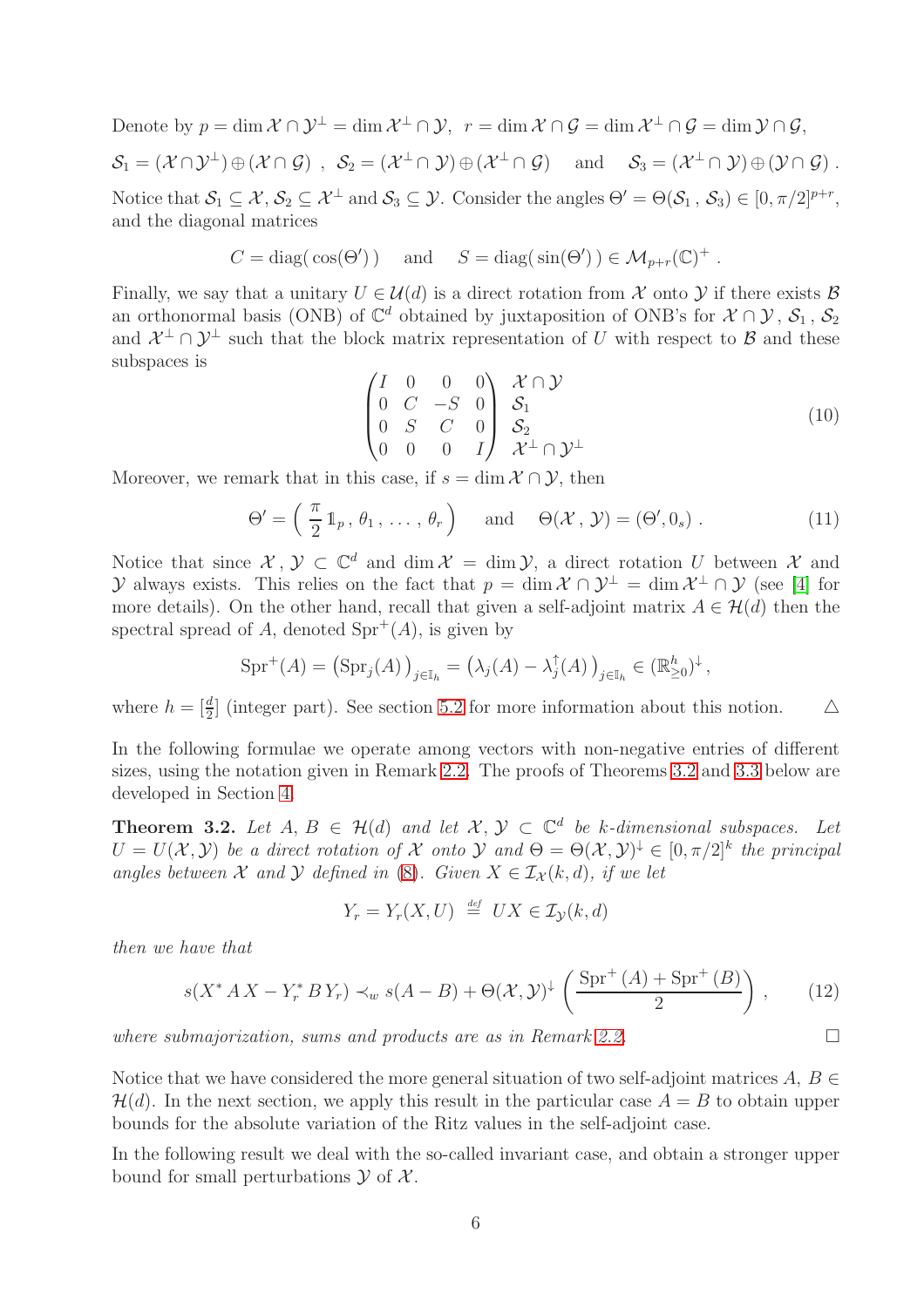Denote by $p = \dim \mathcal{X} \cap \mathcal{Y}^\perp = \dim \mathcal{X}^\perp \cap \mathcal{Y}$, $r = \dim \mathcal{X} \cap \mathcal{G} = \dim \mathcal{X}^\perp \cap \mathcal{G} = \dim \mathcal{Y} \cap \mathcal{G}$,

$\mathcal{S}_1 = (\mathcal{X} \cap \mathcal{Y}^\perp) \oplus (\mathcal{X} \cap \mathcal{G})$ , $\mathcal{S}_2 = (\mathcal{X}^\perp \cap \mathcal{Y}) \oplus (\mathcal{X}^\perp \cap \mathcal{G})$ and $\mathcal{S}_3 = (\mathcal{X}^\perp \cap \mathcal{Y}) \oplus (\mathcal{Y} \cap \mathcal{G})$ .

Notice that $\mathcal{S}_1 \subseteq \mathcal{X}$, $\mathcal{S}_2 \subseteq \mathcal{X}^\perp$ and $\mathcal{S}_3 \subseteq \mathcal{Y}$. Consider the angles $\Theta' = \Theta(\mathcal{S}_1 \, , \, \mathcal{S}_3) \in [0, \pi/2]^{p+r}$, and the diagonal matrices

$$C = \operatorname{diag}(\cos(\Theta')) \quad \text{ and } \quad S = \operatorname{diag}(\sin(\Theta')) \in \mathcal{M}_{p+r}(\mathbb{C})^+ \ .$$

Finally, we say that a unitary $U \in \mathcal{U}(d)$ is a direct rotation from $\mathcal{X}$ onto $\mathcal{Y}$ if there exists $\mathcal{B}$ an orthonormal basis (ONB) of $\mathbb{C}^d$ obtained by juxtaposition of ONB's for $\mathcal{X} \cap \mathcal{Y}$, $\mathcal{S}_1$, $\mathcal{S}_2$ and $\mathcal{X}^\perp \cap \mathcal{Y}^\perp$ such that the block matrix representation of $U$ with respect to $\mathcal{B}$ and these subspaces is

$$\begin{pmatrix} I & 0 & 0 & 0 \\ 0 & C & -S & 0 \\ 0 & S & C & 0 \\ 0 & 0 & 0 & I \end{pmatrix} \begin{matrix} \mathcal{X} \cap \mathcal{Y} \\ \mathcal{S}_1 \\ \mathcal{S}_2 \\ \mathcal{X}^\perp \cap \mathcal{Y}^\perp \end{matrix} \tag{10}$$

Moreover, we remark that in this case, if $s = \dim \mathcal{X} \cap \mathcal{Y}$, then

$$\Theta' = \left( \frac{\pi}{2} \mathbb{1}_p \, , \, \theta_1 \, , \, \dots \, , \, \theta_r \right) \quad \text{ and } \quad \Theta(\mathcal{X} \, , \, \mathcal{Y}) = (\Theta', 0_s) \ . \tag{11}$$

Notice that since $\mathcal{X}, \mathcal{Y} \subset \mathbb{C}^d$ and $\dim \mathcal{X} = \dim \mathcal{Y}$, a direct rotation $U$ between $\mathcal{X}$ and $\mathcal{Y}$ always exists. This relies on the fact that $p = \dim \mathcal{X} \cap \mathcal{Y}^\perp = \dim \mathcal{X}^\perp \cap \mathcal{Y}$ (see [4] for more details). On the other hand, recall that given a self-adjoint matrix $A \in \mathcal{H}(d)$ then the spectral spread of $A$, denoted $\operatorname{Spr}^+(A)$, is given by

$$\operatorname{Spr}^+(A) = \big(\operatorname{Spr}_j(A)\big)_{j \in \mathbb{I}_h} = \big(\lambda_j(A) - \lambda_j^\uparrow(A)\big)_{j \in \mathbb{I}_h} \in (\mathbb{R}^h_{\geq 0})^\downarrow \, ,$$

where $h = [\frac{d}{2}]$ (integer part). See section 5.2 for more information about this notion. △

In the following formulae we operate among vectors with non-negative entries of different sizes, using the notation given in Remark 2.2. The proofs of Theorems 3.2 and 3.3 below are developed in Section 4.

**Theorem 3.2.** *Let $A, B \in \mathcal{H}(d)$ and let $\mathcal{X}, \mathcal{Y} \subset \mathbb{C}^d$ be $k$-dimensional subspaces. Let $U = U(\mathcal{X}, \mathcal{Y})$ be a direct rotation of $\mathcal{X}$ onto $\mathcal{Y}$ and $\Theta = \Theta(\mathcal{X}, \mathcal{Y})^\downarrow \in [0, \pi/2]^k$ the principal angles between $\mathcal{X}$ and $\mathcal{Y}$ defined in (8). Given $X \in \mathcal{I}_\mathcal{X}(k, d)$, if we let*

$$Y_r = Y_r(X, U) \stackrel{def}{=} UX \in \mathcal{I}_\mathcal{Y}(k, d)$$

*then we have that*

$$s(X^* A X - Y_r^* B Y_r) \prec_w s(A - B) + \Theta(\mathcal{X}, \mathcal{Y})^\downarrow \left( \frac{\operatorname{Spr}^+(A) + \operatorname{Spr}^+(B)}{2} \right) , \tag{12}$$

*where submajorization, sums and products are as in Remark 2.2.* □

Notice that we have considered the more general situation of two self-adjoint matrices $A, B \in \mathcal{H}(d)$. In the next section, we apply this result in the particular case $A = B$ to obtain upper bounds for the absolute variation of the Ritz values in the self-adjoint case.

In the following result we deal with the so-called invariant case, and obtain a stronger upper bound for small perturbations $\mathcal{Y}$ of $\mathcal{X}$.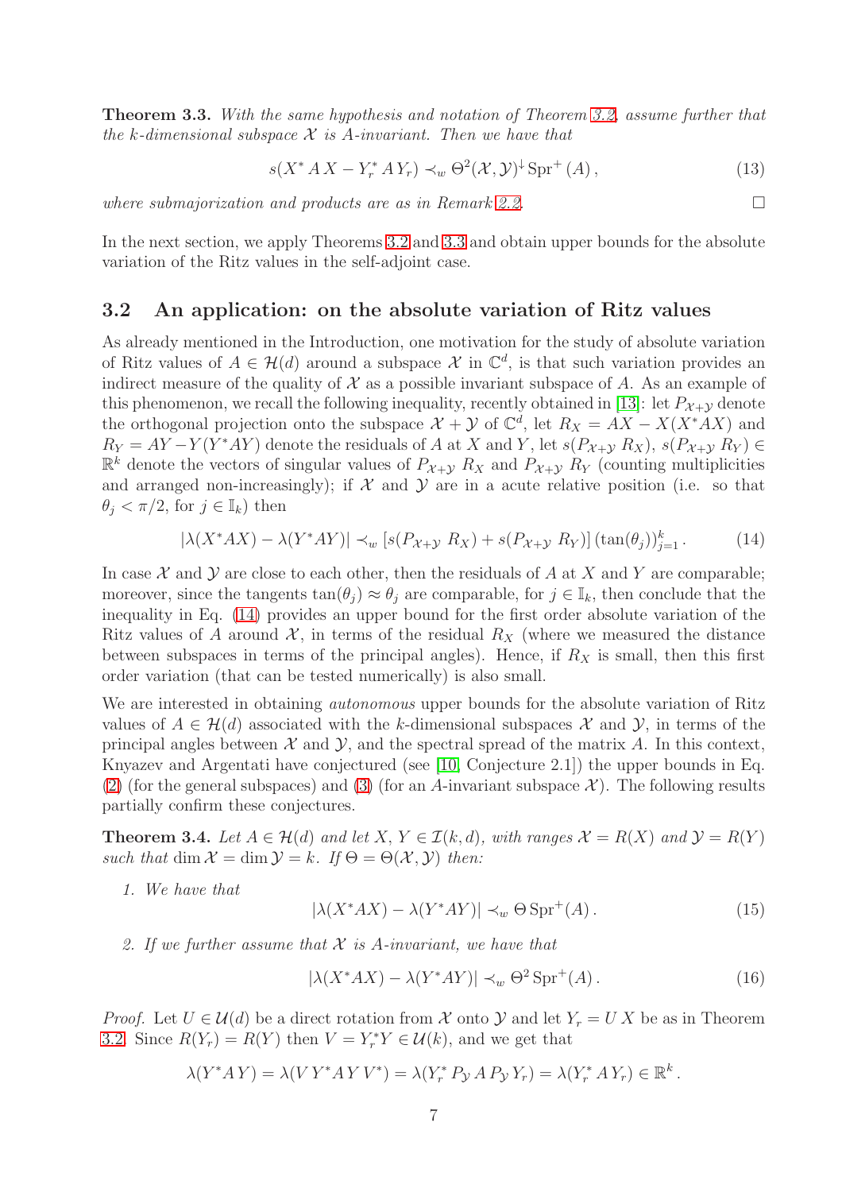**Theorem 3.3.** *With the same hypothesis and notation of Theorem 3.2, assume further that the k-dimensional subspace $\mathcal{X}$ is A-invariant. Then we have that*

$$s(X^* A X - Y_r^* A Y_r) \prec_w \Theta^2(\mathcal{X}, \mathcal{Y})^\downarrow \operatorname{Spr}^+(A)\,, \tag{13}$$

*where submajorization and products are as in Remark 2.2.* □

In the next section, we apply Theorems 3.2 and 3.3 and obtain upper bounds for the absolute variation of the Ritz values in the self-adjoint case.

## 3.2 An application: on the absolute variation of Ritz values

As already mentioned in the Introduction, one motivation for the study of absolute variation of Ritz values of $A \in \mathcal{H}(d)$ around a subspace $\mathcal{X}$ in $\mathbb{C}^d$, is that such variation provides an indirect measure of the quality of $\mathcal{X}$ as a possible invariant subspace of $A$. As an example of this phenomenon, we recall the following inequality, recently obtained in [13]: let $P_{\mathcal{X}+\mathcal{Y}}$ denote the orthogonal projection onto the subspace $\mathcal{X}+\mathcal{Y}$ of $\mathbb{C}^d$, let $R_X = AX - X(X^*AX)$ and $R_Y = AY - Y(Y^*AY)$ denote the residuals of $A$ at $X$ and $Y$, let $s(P_{\mathcal{X}+\mathcal{Y}}\, R_X)$, $s(P_{\mathcal{X}+\mathcal{Y}}\, R_Y) \in \mathbb{R}^k$ denote the vectors of singular values of $P_{\mathcal{X}+\mathcal{Y}}\, R_X$ and $P_{\mathcal{X}+\mathcal{Y}}\, R_Y$ (counting multiplicities and arranged non-increasingly); if $\mathcal{X}$ and $\mathcal{Y}$ are in a acute relative position (i.e. so that $\theta_j < \pi/2$, for $j \in \mathbb{I}_k$) then

$$|\lambda(X^*AX) - \lambda(Y^*AY)| \prec_w [s(P_{\mathcal{X}+\mathcal{Y}}\, R_X) + s(P_{\mathcal{X}+\mathcal{Y}}\, R_Y)]\, (\tan(\theta_j))_{j=1}^k\,. \tag{14}$$

In case $\mathcal{X}$ and $\mathcal{Y}$ are close to each other, then the residuals of $A$ at $X$ and $Y$ are comparable; moreover, since the tangents $\tan(\theta_j) \approx \theta_j$ are comparable, for $j \in \mathbb{I}_k$, then conclude that the inequality in Eq. (14) provides an upper bound for the first order absolute variation of the Ritz values of $A$ around $\mathcal{X}$, in terms of the residual $R_X$ (where we measured the distance between subspaces in terms of the principal angles). Hence, if $R_X$ is small, then this first order variation (that can be tested numerically) is also small.

We are interested in obtaining *autonomous* upper bounds for the absolute variation of Ritz values of $A \in \mathcal{H}(d)$ associated with the $k$-dimensional subspaces $\mathcal{X}$ and $\mathcal{Y}$, in terms of the principal angles between $\mathcal{X}$ and $\mathcal{Y}$, and the spectral spread of the matrix $A$. In this context, Knyazev and Argentati have conjectured (see [10, Conjecture 2.1]) the upper bounds in Eq. (2) (for the general subspaces) and (3) (for an $A$-invariant subspace $\mathcal{X}$). The following results partially confirm these conjectures.

**Theorem 3.4.** *Let $A \in \mathcal{H}(d)$ and let $X,\, Y \in \mathcal{I}(k, d)$, with ranges $\mathcal{X} = R(X)$ and $\mathcal{Y} = R(Y)$ such that $\dim \mathcal{X} = \dim \mathcal{Y} = k$. If $\Theta = \Theta(\mathcal{X}, \mathcal{Y})$ then:*

1. *We have that*
$$|\lambda(X^*AX) - \lambda(Y^*AY)| \prec_w \Theta \operatorname{Spr}^+(A)\,. \tag{15}$$

2. *If we further assume that $\mathcal{X}$ is A-invariant, we have that*
$$|\lambda(X^*AX) - \lambda(Y^*AY)| \prec_w \Theta^2 \operatorname{Spr}^+(A)\,. \tag{16}$$

*Proof.* Let $U \in \mathcal{U}(d)$ be a direct rotation from $\mathcal{X}$ onto $\mathcal{Y}$ and let $Y_r = U\, X$ be as in Theorem 3.2. Since $R(Y_r) = R(Y)$ then $V = Y_r^* Y \in \mathcal{U}(k)$, and we get that

$$\lambda(Y^* A\, Y) = \lambda(V\, Y^* A\, Y\, V^*) = \lambda(Y_r^*\, P_{\mathcal{Y}}\, A\, P_{\mathcal{Y}}\, Y_r) = \lambda(Y_r^*\, A\, Y_r) \in \mathbb{R}^k\,.$$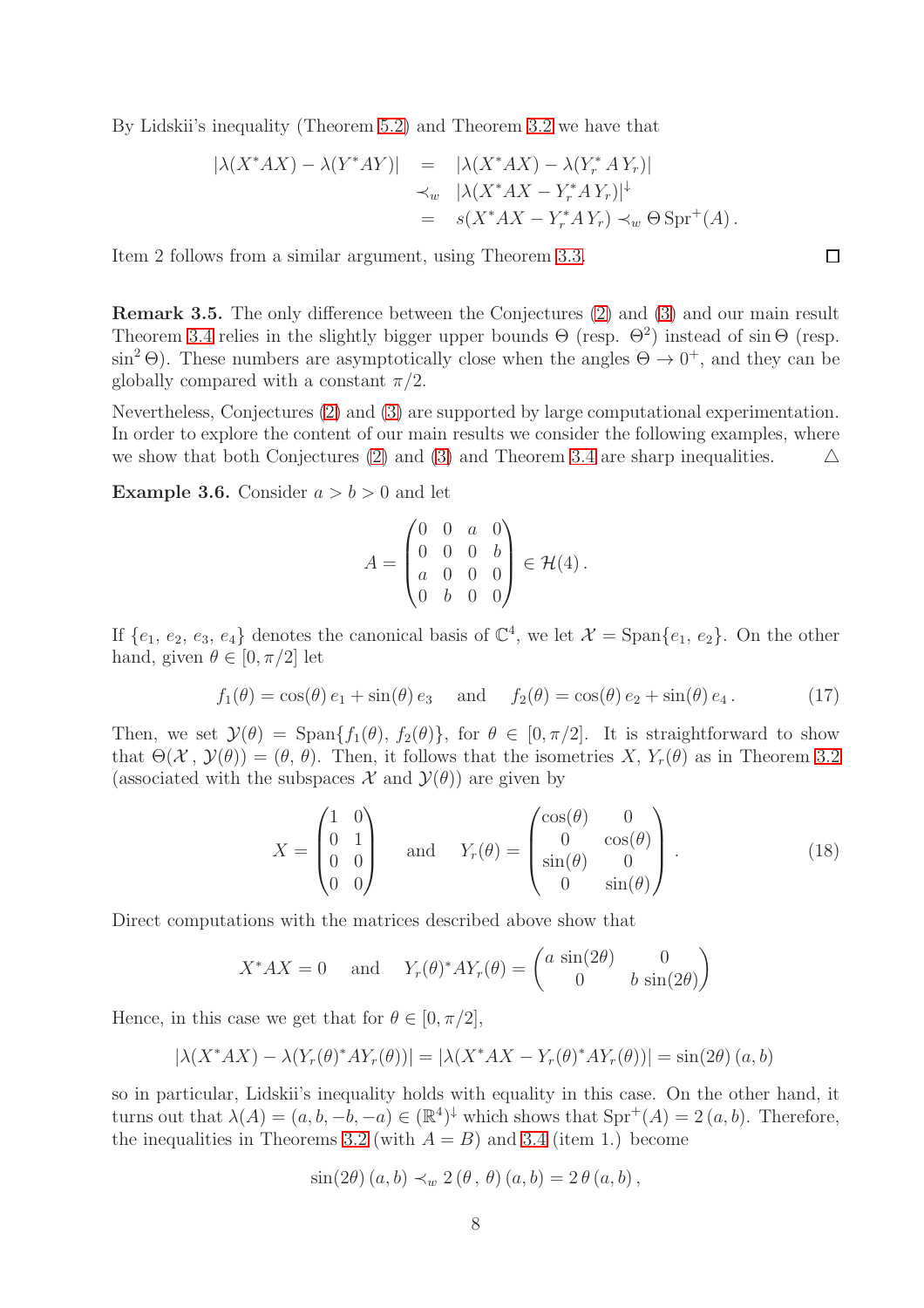By Lidskii's inequality (Theorem 5.2) and Theorem 3.2 we have that

$$
\begin{aligned}
|\lambda(X^*AX) - \lambda(Y^*AY)| &= |\lambda(X^*AX) - \lambda(Y_r^*\, A\, Y_r)| \\
&\prec_w |\lambda(X^*AX - Y_r^* A\, Y_r)|^{\downarrow} \\
&= s(X^*AX - Y_r^* A\, Y_r) \prec_w \Theta\, \mathrm{Spr}^+(A)\,.
\end{aligned}
$$

Item 2 follows from a similar argument, using Theorem 3.3. $\square$

**Remark 3.5.** The only difference between the Conjectures (2) and (3) and our main result Theorem 3.4 relies in the slightly bigger upper bounds $\Theta$ (resp. $\Theta^2$) instead of $\sin\Theta$ (resp. $\sin^2\Theta$). These numbers are asymptotically close when the angles $\Theta \to 0^+$, and they can be globally compared with a constant $\pi/2$.

Nevertheless, Conjectures (2) and (3) are supported by large computational experimentation. In order to explore the content of our main results we consider the following examples, where we show that both Conjectures (2) and (3) and Theorem 3.4 are sharp inequalities. $\triangle$

**Example 3.6.** Consider $a > b > 0$ and let

$$
A = \begin{pmatrix} 0 & 0 & a & 0 \\ 0 & 0 & 0 & b \\ a & 0 & 0 & 0 \\ 0 & b & 0 & 0 \end{pmatrix} \in \mathcal{H}(4)\,.
$$

If $\{e_1,\, e_2,\, e_3,\, e_4\}$ denotes the canonical basis of $\mathbb{C}^4$, we let $\mathcal{X} = \mathrm{Span}\{e_1,\, e_2\}$. On the other hand, given $\theta \in [0, \pi/2]$ let

$$
f_1(\theta) = \cos(\theta)\, e_1 + \sin(\theta)\, e_3 \quad \text{ and } \quad f_2(\theta) = \cos(\theta)\, e_2 + \sin(\theta)\, e_4\,. \tag{17}
$$

Then, we set $\mathcal{Y}(\theta) = \mathrm{Span}\{f_1(\theta),\, f_2(\theta)\}$, for $\theta \in [0, \pi/2]$. It is straightforward to show that $\Theta(\mathcal{X}\,,\, \mathcal{Y}(\theta)) = (\theta,\, \theta)$. Then, it follows that the isometries $X$, $Y_r(\theta)$ as in Theorem 3.2 (associated with the subspaces $\mathcal{X}$ and $\mathcal{Y}(\theta)$) are given by

$$
X = \begin{pmatrix} 1 & 0 \\ 0 & 1 \\ 0 & 0 \\ 0 & 0 \end{pmatrix} \quad \text{ and } \quad Y_r(\theta) = \begin{pmatrix} \cos(\theta) & 0 \\ 0 & \cos(\theta) \\ \sin(\theta) & 0 \\ 0 & \sin(\theta) \end{pmatrix}\,. \tag{18}
$$

Direct computations with the matrices described above show that

$$
X^*AX = 0 \quad \text{ and } \quad Y_r(\theta)^*AY_r(\theta) = \begin{pmatrix} a\, \sin(2\theta) & 0 \\ 0 & b\, \sin(2\theta) \end{pmatrix}
$$

Hence, in this case we get that for $\theta \in [0, \pi/2]$,

$$
|\lambda(X^*AX) - \lambda(Y_r(\theta)^*AY_r(\theta))| = |\lambda(X^*AX - Y_r(\theta)^*AY_r(\theta))| = \sin(2\theta)\,(a, b)
$$

so in particular, Lidskii's inequality holds with equality in this case. On the other hand, it turns out that $\lambda(A) = (a, b, -b, -a) \in (\mathbb{R}^4)^{\downarrow}$ which shows that $\mathrm{Spr}^+(A) = 2\,(a, b)$. Therefore, the inequalities in Theorems 3.2 (with $A = B$) and 3.4 (item 1.) become

$$
\sin(2\theta)\,(a, b) \prec_w 2\,(\theta\,,\, \theta)\,(a, b) = 2\,\theta\,(a, b)\,,
$$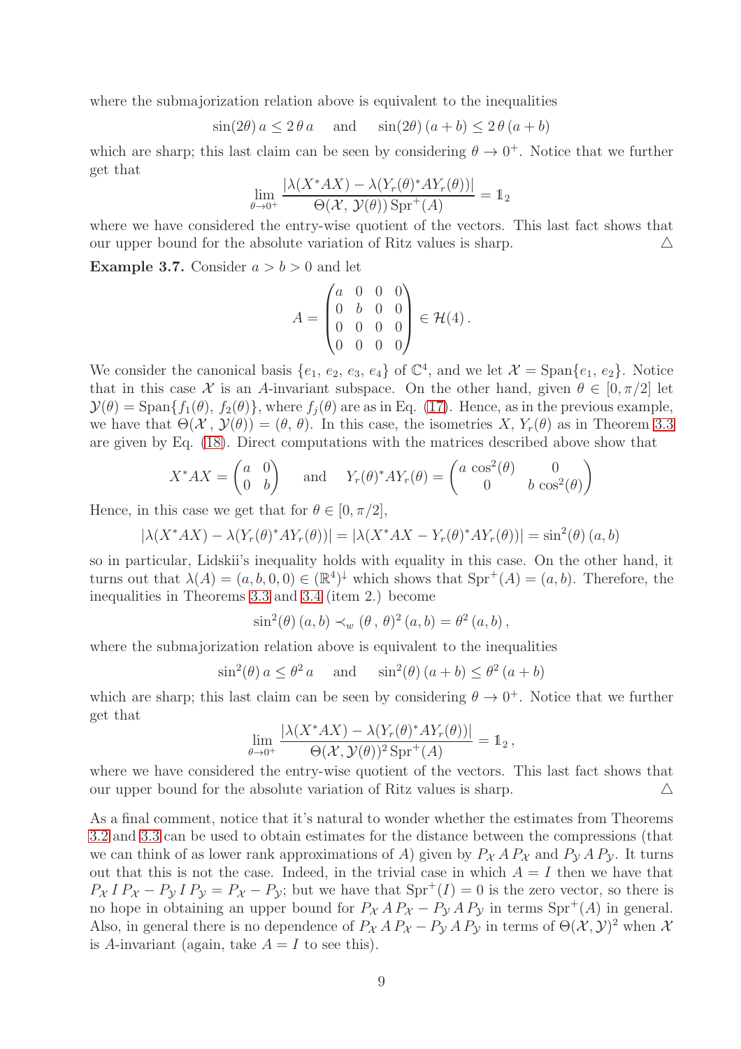where the submajorization relation above is equivalent to the inequalities

$$\sin(2\theta)\, a \le 2\,\theta\, a \quad \text{ and } \quad \sin(2\theta)\,(a+b) \le 2\,\theta\,(a+b)$$

which are sharp; this last claim can be seen by considering $\theta \to 0^+$. Notice that we further get that

$$\lim_{\theta\to 0^+} \frac{|\lambda(X^*AX) - \lambda(Y_r(\theta)^*AY_r(\theta))|}{\Theta(\mathcal{X},\,\mathcal{Y}(\theta))\,\mathrm{Spr}^+(A)} = \mathbb{1}_2$$

where we have considered the entry-wise quotient of the vectors. This last fact shows that our upper bound for the absolute variation of Ritz values is sharp. △

**Example 3.7.** Consider $a > b > 0$ and let

$$A = \begin{pmatrix} a & 0 & 0 & 0 \\ 0 & b & 0 & 0 \\ 0 & 0 & 0 & 0 \\ 0 & 0 & 0 & 0 \end{pmatrix} \in \mathcal{H}(4)\,.$$

We consider the canonical basis $\{e_1,\, e_2,\, e_3,\, e_4\}$ of $\mathbb{C}^4$, and we let $\mathcal{X} = \mathrm{Span}\{e_1,\, e_2\}$. Notice that in this case $\mathcal{X}$ is an $A$-invariant subspace. On the other hand, given $\theta \in [0, \pi/2]$ let $\mathcal{Y}(\theta) = \mathrm{Span}\{f_1(\theta),\, f_2(\theta)\}$, where $f_j(\theta)$ are as in Eq. (17). Hence, as in the previous example, we have that $\Theta(\mathcal{X}\,,\,\mathcal{Y}(\theta)) = (\theta,\,\theta)$. In this case, the isometries $X$, $Y_r(\theta)$ as in Theorem 3.3 are given by Eq. (18). Direct computations with the matrices described above show that

$$X^*AX = \begin{pmatrix} a & 0 \\ 0 & b \end{pmatrix} \quad \text{ and } \quad Y_r(\theta)^*AY_r(\theta) = \begin{pmatrix} a\,\cos^2(\theta) & 0 \\ 0 & b\,\cos^2(\theta) \end{pmatrix}$$

Hence, in this case we get that for $\theta \in [0, \pi/2]$,

$$|\lambda(X^*AX) - \lambda(Y_r(\theta)^*AY_r(\theta))| = |\lambda(X^*AX - Y_r(\theta)^*AY_r(\theta))| = \sin^2(\theta)\,(a,b)$$

so in particular, Lidskii's inequality holds with equality in this case. On the other hand, it turns out that $\lambda(A) = (a,b,0,0) \in (\mathbb{R}^4)^\downarrow$ which shows that $\mathrm{Spr}^+(A) = (a,b)$. Therefore, the inequalities in Theorems 3.3 and 3.4 (item 2.) become

$$\sin^2(\theta)\,(a,b) \prec_w (\theta\,,\,\theta)^2\,(a,b) = \theta^2\,(a,b)\,,$$

where the submajorization relation above is equivalent to the inequalities

$$\sin^2(\theta)\, a \le \theta^2\, a \quad \text{ and } \quad \sin^2(\theta)\,(a+b) \le \theta^2\,(a+b)$$

which are sharp; this last claim can be seen by considering $\theta \to 0^+$. Notice that we further get that

$$\lim_{\theta\to 0^+} \frac{|\lambda(X^*AX) - \lambda(Y_r(\theta)^*AY_r(\theta))|}{\Theta(\mathcal{X},\mathcal{Y}(\theta))^2\,\mathrm{Spr}^+(A)} = \mathbb{1}_2\,,$$

where we have considered the entry-wise quotient of the vectors. This last fact shows that our upper bound for the absolute variation of Ritz values is sharp. △

As a final comment, notice that it's natural to wonder whether the estimates from Theorems 3.2 and 3.3 can be used to obtain estimates for the distance between the compressions (that we can think of as lower rank approximations of $A$) given by $P_\mathcal{X}\,A\,P_\mathcal{X}$ and $P_\mathcal{Y}\,A\,P_\mathcal{Y}$. It turns out that this is not the case. Indeed, in the trivial case in which $A = I$ then we have that $P_\mathcal{X}\,I\,P_\mathcal{X} - P_\mathcal{Y}\,I\,P_\mathcal{Y} = P_\mathcal{X} - P_\mathcal{Y}$; but we have that $\mathrm{Spr}^+(I) = 0$ is the zero vector, so there is no hope in obtaining an upper bound for $P_\mathcal{X}\,A\,P_\mathcal{X} - P_\mathcal{Y}\,A\,P_\mathcal{Y}$ in terms $\mathrm{Spr}^+(A)$ in general. Also, in general there is no dependence of $P_\mathcal{X}\,A\,P_\mathcal{X} - P_\mathcal{Y}\,A\,P_\mathcal{Y}$ in terms of $\Theta(\mathcal{X},\mathcal{Y})^2$ when $\mathcal{X}$ is $A$-invariant (again, take $A = I$ to see this).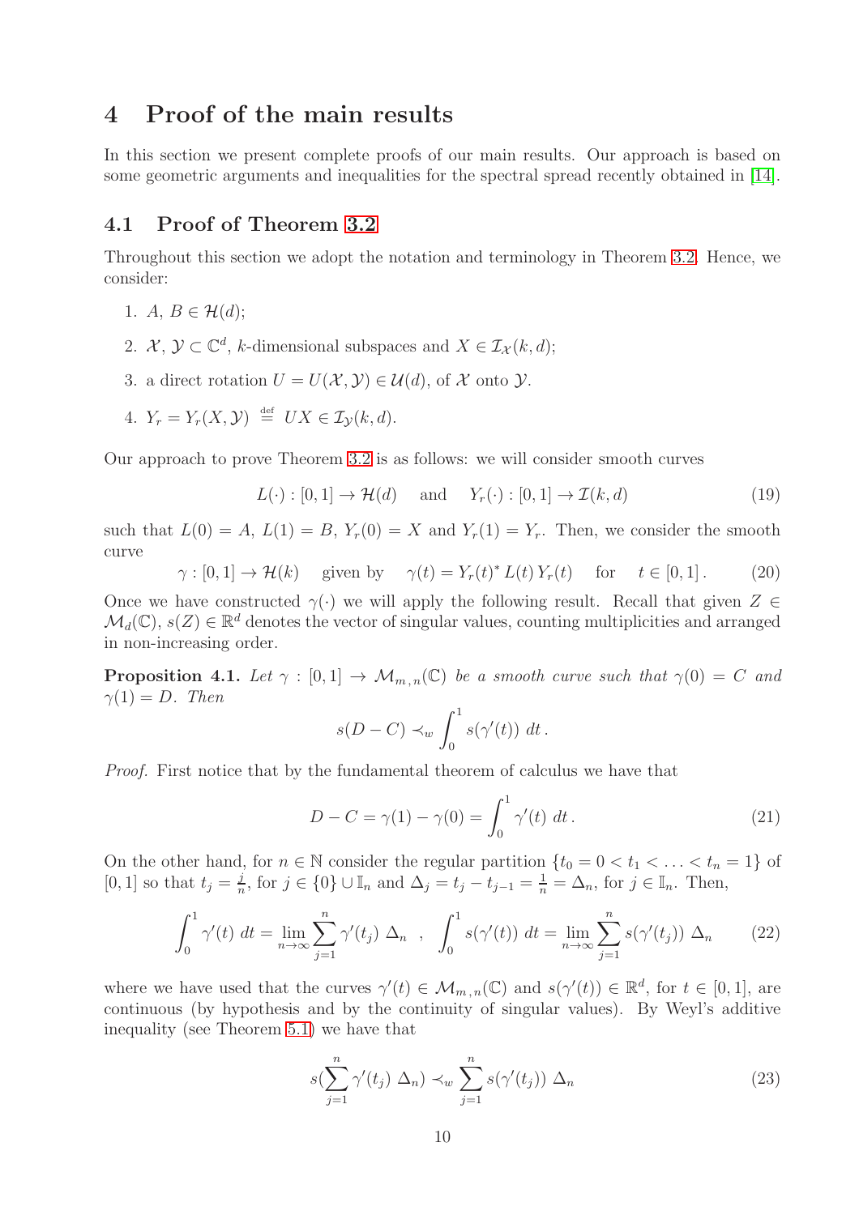# 4 Proof of the main results

In this section we present complete proofs of our main results. Our approach is based on some geometric arguments and inequalities for the spectral spread recently obtained in [14].

## 4.1 Proof of Theorem 3.2

Throughout this section we adopt the notation and terminology in Theorem 3.2. Hence, we consider:

1. $A,\, B \in \mathcal{H}(d)$;
2. $\mathcal{X},\, \mathcal{Y} \subset \mathbb{C}^d$, $k$-dimensional subspaces and $X \in \mathcal{I}_{\mathcal{X}}(k,d)$;
3. a direct rotation $U = U(\mathcal{X},\mathcal{Y}) \in \mathcal{U}(d)$, of $\mathcal{X}$ onto $\mathcal{Y}$.
4. $Y_r = Y_r(X,\mathcal{Y}) \overset{\text{def}}{=} UX \in \mathcal{I}_{\mathcal{Y}}(k,d)$.

Our approach to prove Theorem 3.2 is as follows: we will consider smooth curves

$$L(\cdot) : [0,1] \to \mathcal{H}(d) \quad \text{ and } \quad Y_r(\cdot) : [0,1] \to \mathcal{I}(k,d) \tag{19}$$

such that $L(0) = A$, $L(1) = B$, $Y_r(0) = X$ and $Y_r(1) = Y_r$. Then, we consider the smooth curve

$$\gamma : [0,1] \to \mathcal{H}(k) \quad \text{ given by } \quad \gamma(t) = Y_r(t)^*\, L(t)\, Y_r(t) \quad \text{ for } \quad t \in [0,1]\,. \tag{20}$$

Once we have constructed $\gamma(\cdot)$ we will apply the following result. Recall that given $Z \in \mathcal{M}_d(\mathbb{C})$, $s(Z) \in \mathbb{R}^d$ denotes the vector of singular values, counting multiplicities and arranged in non-increasing order.

**Proposition 4.1.** *Let $\gamma : [0,1] \to \mathcal{M}_{m,n}(\mathbb{C})$ be a smooth curve such that $\gamma(0) = C$ and $\gamma(1) = D$. Then*

$$s(D - C) \prec_w \int_0^1 s(\gamma'(t))\ dt\,.$$

*Proof.* First notice that by the fundamental theorem of calculus we have that

$$D - C = \gamma(1) - \gamma(0) = \int_0^1 \gamma'(t)\ dt\,. \tag{21}$$

On the other hand, for $n \in \mathbb{N}$ consider the regular partition $\{t_0 = 0 < t_1 < \ldots < t_n = 1\}$ of $[0,1]$ so that $t_j = \frac{j}{n}$, for $j \in \{0\} \cup \mathbb{I}_n$ and $\Delta_j = t_j - t_{j-1} = \frac{1}{n} = \Delta_n$, for $j \in \mathbb{I}_n$. Then,

$$\int_0^1 \gamma'(t)\ dt = \lim_{n\to\infty} \sum_{j=1}^n \gamma'(t_j)\ \Delta_n \quad , \quad \int_0^1 s(\gamma'(t))\ dt = \lim_{n\to\infty} \sum_{j=1}^n s(\gamma'(t_j))\ \Delta_n \tag{22}$$

where we have used that the curves $\gamma'(t) \in \mathcal{M}_{m,n}(\mathbb{C})$ and $s(\gamma'(t)) \in \mathbb{R}^d$, for $t \in [0,1]$, are continuous (by hypothesis and by the continuity of singular values). By Weyl's additive inequality (see Theorem 5.1) we have that

$$s(\sum_{j=1}^n \gamma'(t_j)\ \Delta_n) \prec_w \sum_{j=1}^n s(\gamma'(t_j))\ \Delta_n \tag{23}$$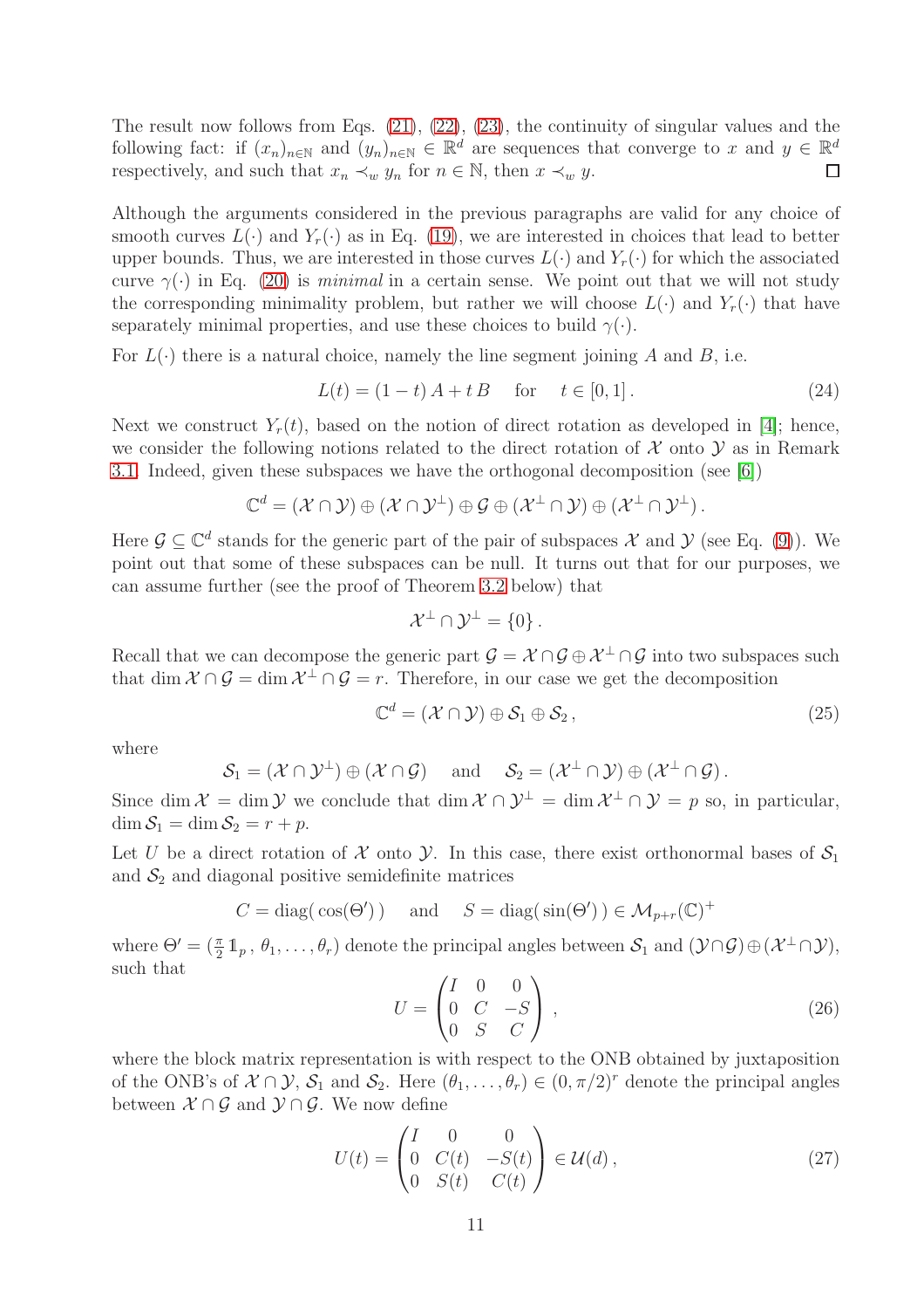The result now follows from Eqs. (21), (22), (23), the continuity of singular values and the following fact: if $(x_n)_{n\in\mathbb{N}}$ and $(y_n)_{n\in\mathbb{N}} \in \mathbb{R}^d$ are sequences that converge to $x$ and $y \in \mathbb{R}^d$ respectively, and such that $x_n \prec_w y_n$ for $n \in \mathbb{N}$, then $x \prec_w y$. $\square$

Although the arguments considered in the previous paragraphs are valid for any choice of smooth curves $L(\cdot)$ and $Y_r(\cdot)$ as in Eq. (19), we are interested in choices that lead to better upper bounds. Thus, we are interested in those curves $L(\cdot)$ and $Y_r(\cdot)$ for which the associated curve $\gamma(\cdot)$ in Eq. (20) is *minimal* in a certain sense. We point out that we will not study the corresponding minimality problem, but rather we will choose $L(\cdot)$ and $Y_r(\cdot)$ that have separately minimal properties, and use these choices to build $\gamma(\cdot)$.

For $L(\cdot)$ there is a natural choice, namely the line segment joining $A$ and $B$, i.e.

$$L(t) = (1-t)\,A + t\,B \quad \text{for} \quad t \in [0,1]\,. \tag{24}$$

Next we construct $Y_r(t)$, based on the notion of direct rotation as developed in [4]; hence, we consider the following notions related to the direct rotation of $\mathcal{X}$ onto $\mathcal{Y}$ as in Remark 3.1. Indeed, given these subspaces we have the orthogonal decomposition (see [6])

$$\mathbb{C}^d = (\mathcal{X}\cap\mathcal{Y}) \oplus (\mathcal{X}\cap\mathcal{Y}^\perp) \oplus \mathcal{G} \oplus (\mathcal{X}^\perp\cap\mathcal{Y}) \oplus (\mathcal{X}^\perp\cap\mathcal{Y}^\perp)\,.$$

Here $\mathcal{G} \subseteq \mathbb{C}^d$ stands for the generic part of the pair of subspaces $\mathcal{X}$ and $\mathcal{Y}$ (see Eq. (9)). We point out that some of these subspaces can be null. It turns out that for our purposes, we can assume further (see the proof of Theorem 3.2 below) that

$$\mathcal{X}^\perp \cap \mathcal{Y}^\perp = \{0\}\,.$$

Recall that we can decompose the generic part $\mathcal{G} = \mathcal{X}\cap\mathcal{G} \oplus \mathcal{X}^\perp\cap\mathcal{G}$ into two subspaces such that $\dim \mathcal{X}\cap\mathcal{G} = \dim \mathcal{X}^\perp\cap\mathcal{G} = r$. Therefore, in our case we get the decomposition

$$\mathbb{C}^d = (\mathcal{X}\cap\mathcal{Y}) \oplus \mathcal{S}_1 \oplus \mathcal{S}_2\,, \tag{25}$$

where

$$\mathcal{S}_1 = (\mathcal{X}\cap\mathcal{Y}^\perp) \oplus (\mathcal{X}\cap\mathcal{G}) \quad \text{and} \quad \mathcal{S}_2 = (\mathcal{X}^\perp\cap\mathcal{Y}) \oplus (\mathcal{X}^\perp\cap\mathcal{G})\,.$$

Since $\dim\mathcal{X} = \dim\mathcal{Y}$ we conclude that $\dim \mathcal{X}\cap\mathcal{Y}^\perp = \dim\mathcal{X}^\perp\cap\mathcal{Y} = p$ so, in particular, $\dim\mathcal{S}_1 = \dim\mathcal{S}_2 = r+p$.

Let $U$ be a direct rotation of $\mathcal{X}$ onto $\mathcal{Y}$. In this case, there exist orthonormal bases of $\mathcal{S}_1$ and $\mathcal{S}_2$ and diagonal positive semidefinite matrices

$$C = \operatorname{diag}(\cos(\Theta')) \quad \text{and} \quad S = \operatorname{diag}(\sin(\Theta')) \in \mathcal{M}_{p+r}(\mathbb{C})^+$$

where $\Theta' = (\frac{\pi}{2}\,\mathbb{1}_p\,,\, \theta_1, \ldots, \theta_r)$ denote the principal angles between $\mathcal{S}_1$ and $(\mathcal{Y}\cap\mathcal{G})\oplus(\mathcal{X}^\perp\cap\mathcal{Y})$, such that

$$U = \begin{pmatrix} I & 0 & 0 \\ 0 & C & -S \\ 0 & S & C \end{pmatrix}\,, \tag{26}$$

where the block matrix representation is with respect to the ONB obtained by juxtaposition of the ONB's of $\mathcal{X}\cap\mathcal{Y}$, $\mathcal{S}_1$ and $\mathcal{S}_2$. Here $(\theta_1,\ldots,\theta_r) \in (0,\pi/2)^r$ denote the principal angles between $\mathcal{X}\cap\mathcal{G}$ and $\mathcal{Y}\cap\mathcal{G}$. We now define

$$U(t) = \begin{pmatrix} I & 0 & 0 \\ 0 & C(t) & -S(t) \\ 0 & S(t) & C(t) \end{pmatrix} \in \mathcal{U}(d)\,, \tag{27}$$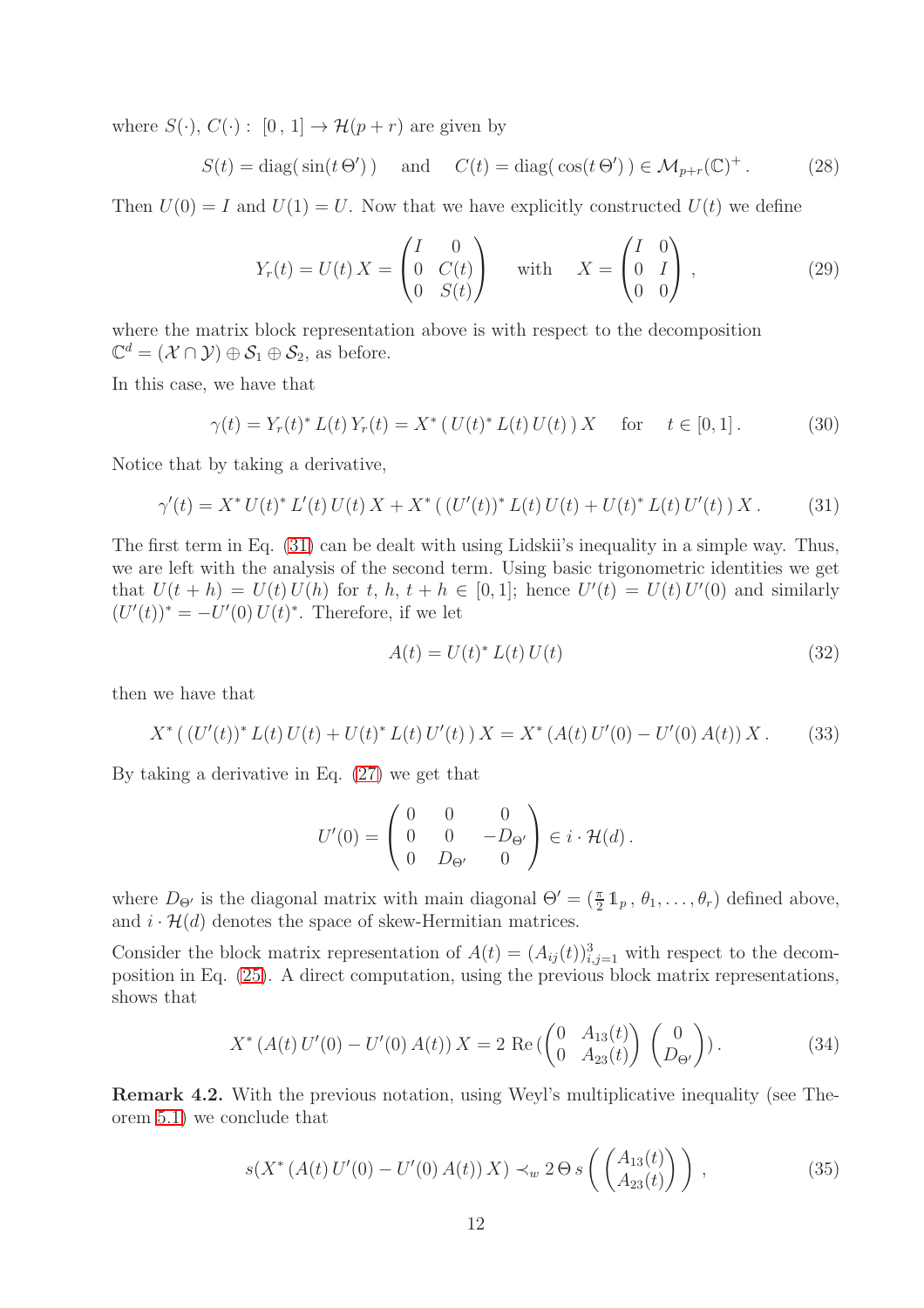where $S(\cdot)$, $C(\cdot): [0, 1] \to \mathcal{H}(p+r)$ are given by

$$S(t) = \text{diag}(\sin(t\,\Theta')) \quad \text{and} \quad C(t) = \text{diag}(\cos(t\,\Theta')) \in \mathcal{M}_{p+r}(\mathbb{C})^+ . \tag{28}$$

Then $U(0) = I$ and $U(1) = U$. Now that we have explicitly constructed $U(t)$ we define

$$Y_r(t) = U(t)\,X = \begin{pmatrix} I & 0 \\ 0 & C(t) \\ 0 & S(t) \end{pmatrix} \quad \text{with} \quad X = \begin{pmatrix} I & 0 \\ 0 & I \\ 0 & 0 \end{pmatrix}, \tag{29}$$

where the matrix block representation above is with respect to the decomposition $\mathbb{C}^d = (\mathcal{X} \cap \mathcal{Y}) \oplus \mathcal{S}_1 \oplus \mathcal{S}_2$, as before.

In this case, we have that

$$\gamma(t) = Y_r(t)^*\,L(t)\,Y_r(t) = X^*\,(\,U(t)^*\,L(t)\,U(t)\,)\,X \quad \text{for} \quad t \in [0,1]\,. \tag{30}$$

Notice that by taking a derivative,

$$\gamma'(t) = X^*\,U(t)^*\,L'(t)\,U(t)\,X + X^*\,(\,(U'(t))^*\,L(t)\,U(t) + U(t)^*\,L(t)\,U'(t)\,)\,X\,. \tag{31}$$

The first term in Eq. (31) can be dealt with using Lidskii's inequality in a simple way. Thus, we are left with the analysis of the second term. Using basic trigonometric identities we get that $U(t+h) = U(t)\,U(h)$ for $t,\,h,\,t+h \in [0,1]$; hence $U'(t) = U(t)\,U'(0)$ and similarly $(U'(t))^* = -U'(0)\,U(t)^*$. Therefore, if we let

$$A(t) = U(t)^*\,L(t)\,U(t) \tag{32}$$

then we have that

$$X^*\,(\,(U'(t))^*\,L(t)\,U(t) + U(t)^*\,L(t)\,U'(t)\,)\,X = X^*\,(A(t)\,U'(0) - U'(0)\,A(t))\,X\,. \tag{33}$$

By taking a derivative in Eq. (27) we get that

$$U'(0) = \begin{pmatrix} 0 & 0 & 0 \\ 0 & 0 & -D_{\Theta'} \\ 0 & D_{\Theta'} & 0 \end{pmatrix} \in i \cdot \mathcal{H}(d)\,.$$

where $D_{\Theta'}$ is the diagonal matrix with main diagonal $\Theta' = (\frac{\pi}{2}\,\mathbb{1}_p\,,\,\theta_1,\ldots,\theta_r)$ defined above, and $i \cdot \mathcal{H}(d)$ denotes the space of skew-Hermitian matrices.

Consider the block matrix representation of $A(t) = (A_{ij}(t))_{i,j=1}^3$ with respect to the decomposition in Eq. (25). A direct computation, using the previous block matrix representations, shows that

$$X^*\,(A(t)\,U'(0) - U'(0)\,A(t))\,X = 2\,\text{Re}\,(\begin{pmatrix} 0 & A_{13}(t) \\ 0 & A_{23}(t) \end{pmatrix}\,\begin{pmatrix} 0 \\ D_{\Theta'} \end{pmatrix})\,. \tag{34}$$

**Remark 4.2.** With the previous notation, using Weyl's multiplicative inequality (see Theorem 5.1) we conclude that

$$s(X^*\,(A(t)\,U'(0) - U'(0)\,A(t))\,X) \prec_w 2\,\Theta\,s\left(\begin{pmatrix} A_{13}(t) \\ A_{23}(t) \end{pmatrix}\right)\,, \tag{35}$$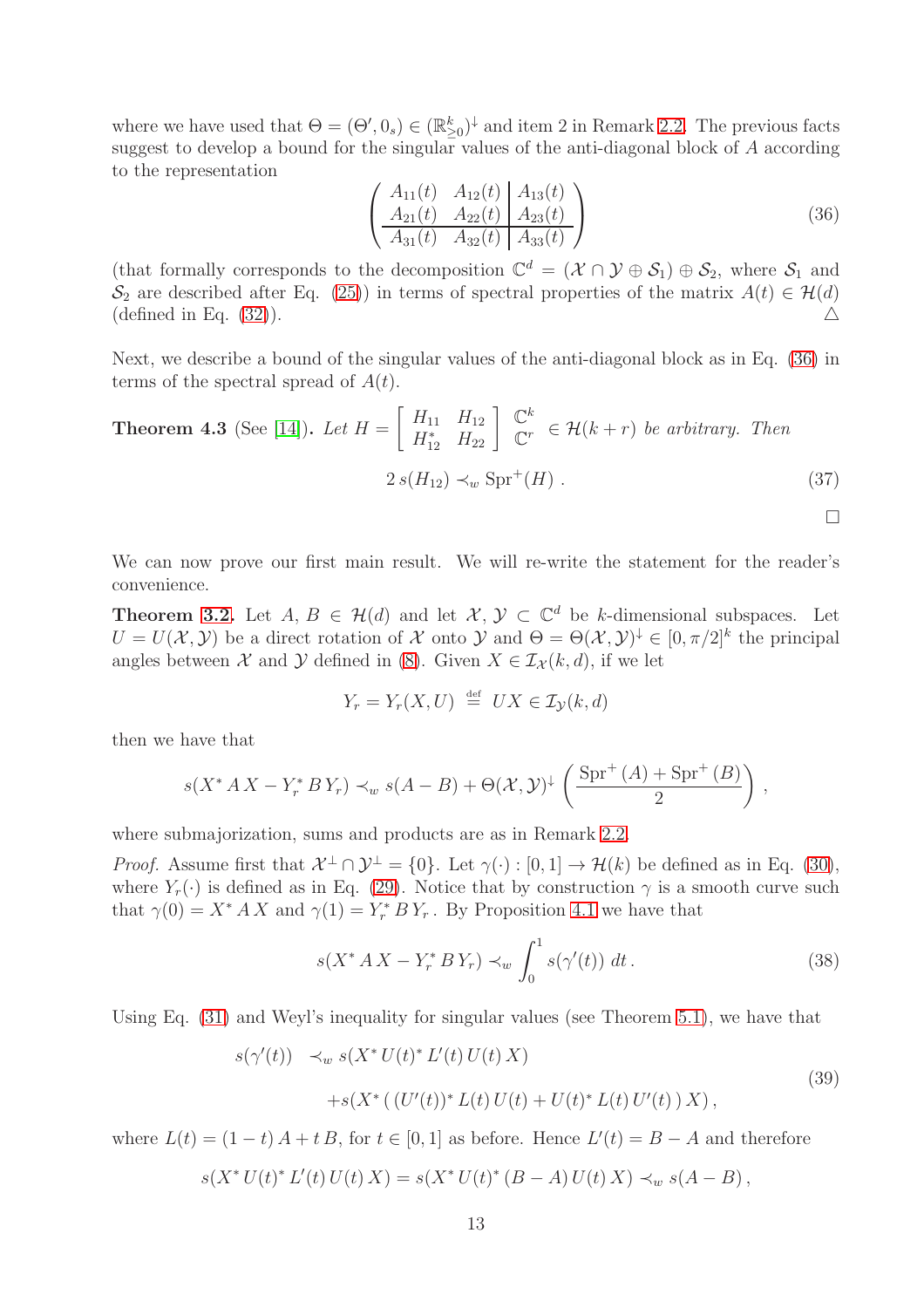where we have used that $\Theta = (\Theta', 0_s) \in (\mathbb{R}^k_{\geq 0})^\downarrow$ and item 2 in Remark 2.2. The previous facts suggest to develop a bound for the singular values of the anti-diagonal block of $A$ according to the representation

$$\left( \begin{array}{cc|c} A_{11}(t) & A_{12}(t) & A_{13}(t) \\ A_{21}(t) & A_{22}(t) & A_{23}(t) \\ \hline A_{31}(t) & A_{32}(t) & A_{33}(t) \end{array} \right) \tag{36}$$

(that formally corresponds to the decomposition $\mathbb{C}^d = (\mathcal{X} \cap \mathcal{Y} \oplus \mathcal{S}_1) \oplus \mathcal{S}_2$, where $\mathcal{S}_1$ and $\mathcal{S}_2$ are described after Eq. (25)) in terms of spectral properties of the matrix $A(t) \in \mathcal{H}(d)$ (defined in Eq. (32)). △

Next, we describe a bound of the singular values of the anti-diagonal block as in Eq. (36) in terms of the spectral spread of $A(t)$.

**Theorem 4.3** (See [14]). *Let* $H = \begin{bmatrix} H_{11} & H_{12} \\ H_{12}^* & H_{22} \end{bmatrix} \begin{matrix} \mathbb{C}^k \\ \mathbb{C}^r \end{matrix} \in \mathcal{H}(k+r)$ *be arbitrary. Then*

$$2\, s(H_{12}) \prec_w \operatorname{Spr}^+(H)\ . \tag{37}$$

□

We can now prove our first main result. We will re-write the statement for the reader's convenience.

**Theorem 3.2.** Let $A,\, B \in \mathcal{H}(d)$ and let $\mathcal{X},\, \mathcal{Y} \subset \mathbb{C}^d$ be $k$-dimensional subspaces. Let $U = U(\mathcal{X}, \mathcal{Y})$ be a direct rotation of $\mathcal{X}$ onto $\mathcal{Y}$ and $\Theta = \Theta(\mathcal{X}, \mathcal{Y})^\downarrow \in [0, \pi/2]^k$ the principal angles between $\mathcal{X}$ and $\mathcal{Y}$ defined in (8). Given $X \in \mathcal{I}_{\mathcal{X}}(k, d)$, if we let

$$Y_r = Y_r(X, U) \stackrel{\text{def}}{=} U X \in \mathcal{I}_{\mathcal{Y}}(k, d)$$

then we have that

$$s(X^* A\, X - Y_r^*\, B\, Y_r) \prec_w s(A - B) + \Theta(\mathcal{X}, \mathcal{Y})^\downarrow \left( \frac{\operatorname{Spr}^+(A) + \operatorname{Spr}^+(B)}{2} \right),$$

where submajorization, sums and products are as in Remark 2.2.

*Proof.* Assume first that $\mathcal{X}^\perp \cap \mathcal{Y}^\perp = \{0\}$. Let $\gamma(\cdot) : [0,1] \to \mathcal{H}(k)$ be defined as in Eq. (30), where $Y_r(\cdot)$ is defined as in Eq. (29). Notice that by construction $\gamma$ is a smooth curve such that $\gamma(0) = X^* A\, X$ and $\gamma(1) = Y_r^*\, B\, Y_r$. By Proposition 4.1 we have that

$$s(X^* A\, X - Y_r^*\, B\, Y_r) \prec_w \int_0^1 s(\gamma'(t))\ dt\,. \tag{38}$$

Using Eq. (31) and Weyl's inequality for singular values (see Theorem 5.1), we have that

$$\begin{aligned} s(\gamma'(t)) \ &\prec_w s(X^*\, U(t)^*\, L'(t)\, U(t)\, X) \\ &\quad + s(X^* \,(\, (U'(t))^*\, L(t)\, U(t) + U(t)^*\, L(t)\, U'(t)\,)\, X)\,, \end{aligned} \tag{39}$$

where $L(t) = (1-t)\, A + t\, B$, for $t \in [0,1]$ as before. Hence $L'(t) = B - A$ and therefore

$$s(X^*\, U(t)^*\, L'(t)\, U(t)\, X) = s(X^*\, U(t)^*\, (B - A)\, U(t)\, X) \prec_w s(A - B)\,,$$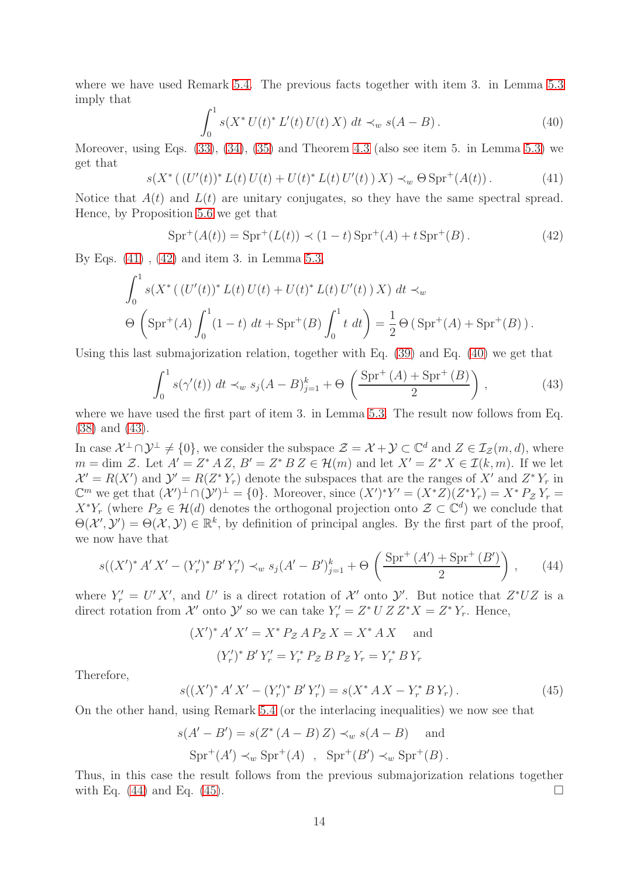where we have used Remark 5.4. The previous facts together with item 3. in Lemma 5.3 imply that

$$\int_0^1 s(X^*\,U(t)^*\,L'(t)\,U(t)\,X)\;dt \prec_w s(A-B)\,. \tag{40}$$

Moreover, using Eqs. (33), (34), (35) and Theorem 4.3 (also see item 5. in Lemma 5.3) we get that

$$s(X^*\,(\,(U'(t))^*\,L(t)\,U(t) + U(t)^*\,L(t)\,U'(t)\,)\,X) \prec_w \Theta\,\mathrm{Spr}^+(A(t))\,. \tag{41}$$

Notice that $A(t)$ and $L(t)$ are unitary conjugates, so they have the same spectral spread. Hence, by Proposition 5.6 we get that

$$\mathrm{Spr}^+(A(t)) = \mathrm{Spr}^+(L(t)) \prec (1-t)\,\mathrm{Spr}^+(A) + t\,\mathrm{Spr}^+(B)\,. \tag{42}$$

By Eqs. (41) , (42) and item 3. in Lemma 5.3,

$$\int_0^1 s(X^*\,(\,(U'(t))^*\,L(t)\,U(t) + U(t)^*\,L(t)\,U'(t)\,)\,X)\;dt \prec_w$$
$$\Theta\left(\mathrm{Spr}^+(A)\int_0^1 (1-t)\;dt + \mathrm{Spr}^+(B)\int_0^1 t\;dt\right) = \frac{1}{2}\,\Theta\,(\,\mathrm{Spr}^+(A) + \mathrm{Spr}^+(B)\,)\,.$$

Using this last submajorization relation, together with Eq. (39) and Eq. (40) we get that

$$\int_0^1 s(\gamma'(t))\;dt \prec_w s_j(A-B)_{j=1}^k + \Theta\left(\frac{\mathrm{Spr}^+\,(A) + \mathrm{Spr}^+\,(B)}{2}\right)\,, \tag{43}$$

where we have used the first part of item 3. in Lemma 5.3. The result now follows from Eq. (38) and (43).

In case $\mathcal{X}^\perp \cap \mathcal{Y}^\perp \neq \{0\}$, we consider the subspace $\mathcal{Z} = \mathcal{X} + \mathcal{Y} \subset \mathbb{C}^d$ and $Z \in \mathcal{I}_{\mathcal{Z}}(m,d)$, where $m = \dim\,\mathcal{Z}$. Let $A' = Z^*\,A\,Z$, $B' = Z^*\,B\,Z \in \mathcal{H}(m)$ and let $X' = Z^*\,X \in \mathcal{I}(k,m)$. If we let $\mathcal{X}' = R(X')$ and $\mathcal{Y}' = R(Z^*\,Y_r)$ denote the subspaces that are the ranges of $X'$ and $Z^*\,Y_r$ in $\mathbb{C}^m$ we get that $(\mathcal{X}')^\perp \cap (\mathcal{Y}')^\perp = \{0\}$. Moreover, since $(X')^*Y' = (X^*Z)(Z^*Y_r) = X^*\,P_{\mathcal{Z}}\,Y_r = X^*Y_r$ (where $P_{\mathcal{Z}} \in \mathcal{H}(d)$ denotes the orthogonal projection onto $\mathcal{Z} \subset \mathbb{C}^d$) we conclude that $\Theta(\mathcal{X}',\mathcal{Y}') = \Theta(\mathcal{X},\mathcal{Y}) \in \mathbb{R}^k$, by definition of principal angles. By the first part of the proof, we now have that

$$s((X')^*\,A'\,X' - (Y_r')^*\,B'\,Y_r') \prec_w s_j(A'-B')_{j=1}^k + \Theta\left(\frac{\mathrm{Spr}^+\,(A') + \mathrm{Spr}^+\,(B')}{2}\right)\,, \tag{44}$$

where $Y_r' = U'\,X'$, and $U'$ is a direct rotation of $\mathcal{X}'$ onto $\mathcal{Y}'$. But notice that $Z^*UZ$ is a direct rotation from $\mathcal{X}'$ onto $\mathcal{Y}'$ so we can take $Y_r' = Z^*\,U\,Z\,Z^*X = Z^*\,Y_r$. Hence,

$$(X')^*\,A'\,X' = X^*\,P_{\mathcal{Z}}\,A\,P_{\mathcal{Z}}\,X = X^*\,A\,X \quad \text{ and}$$
$$(Y_r')^*\,B'\,Y_r' = Y_r^*\,P_{\mathcal{Z}}\,B\,P_{\mathcal{Z}}\,Y_r = Y_r^*\,B\,Y_r$$

Therefore,

$$s((X')^*\,A'\,X' - (Y_r')^*\,B'\,Y_r') = s(X^*\,A\,X - Y_r^*\,B\,Y_r)\,. \tag{45}$$

On the other hand, using Remark 5.4 (or the interlacing inequalities) we now see that

$$s(A'-B') = s(Z^*\,(A-B)\,Z) \prec_w s(A-B) \quad \text{ and}$$
$$\mathrm{Spr}^+(A') \prec_w \mathrm{Spr}^+(A) \quad , \quad \mathrm{Spr}^+(B') \prec_w \mathrm{Spr}^+(B)\,.$$

Thus, in this case the result follows from the previous submajorization relations together with Eq. (44) and Eq. (45). $\square$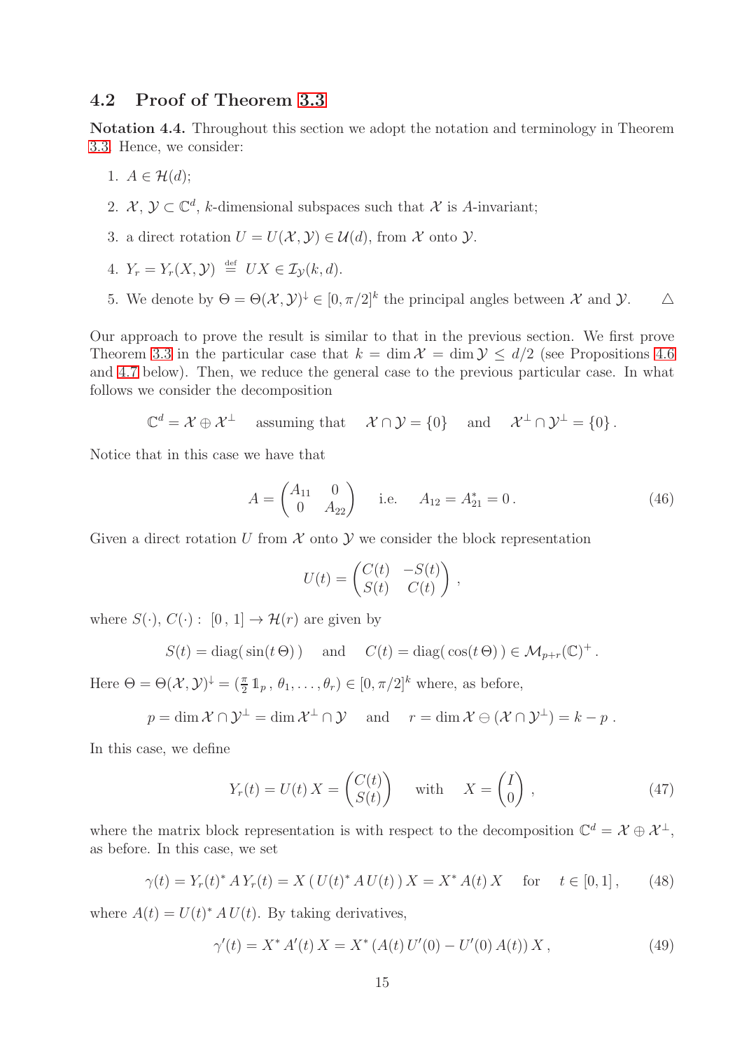## 4.2 Proof of Theorem 3.3

**Notation 4.4.** Throughout this section we adopt the notation and terminology in Theorem 3.3. Hence, we consider:

1. $A \in \mathcal{H}(d)$;
2. $\mathcal{X}$, $\mathcal{Y} \subset \mathbb{C}^d$, $k$-dimensional subspaces such that $\mathcal{X}$ is $A$-invariant;
3. a direct rotation $U = U(\mathcal{X}, \mathcal{Y}) \in \mathcal{U}(d)$, from $\mathcal{X}$ onto $\mathcal{Y}$.
4. $Y_r = Y_r(X, \mathcal{Y}) \overset{\text{def}}{=} UX \in \mathcal{I}_{\mathcal{Y}}(k, d)$.
5. We denote by $\Theta = \Theta(\mathcal{X}, \mathcal{Y})^\downarrow \in [0, \pi/2]^k$ the principal angles between $\mathcal{X}$ and $\mathcal{Y}$. $\triangle$

Our approach to prove the result is similar to that in the previous section. We first prove Theorem 3.3 in the particular case that $k = \dim \mathcal{X} = \dim \mathcal{Y} \leq d/2$ (see Propositions 4.6 and 4.7 below). Then, we reduce the general case to the previous particular case. In what follows we consider the decomposition

$$\mathbb{C}^d = \mathcal{X} \oplus \mathcal{X}^\perp \quad \text{assuming that} \quad \mathcal{X} \cap \mathcal{Y} = \{0\} \quad \text{and} \quad \mathcal{X}^\perp \cap \mathcal{Y}^\perp = \{0\} \,.$$

Notice that in this case we have that

$$A = \begin{pmatrix} A_{11} & 0 \\ 0 & A_{22} \end{pmatrix} \quad \text{i.e.} \quad A_{12} = A_{21}^* = 0 \,. \tag{46}$$

Given a direct rotation $U$ from $\mathcal{X}$ onto $\mathcal{Y}$ we consider the block representation

$$U(t) = \begin{pmatrix} C(t) & -S(t) \\ S(t) & C(t) \end{pmatrix} \,,$$

where $S(\cdot)$, $C(\cdot): \ [0\,,\,1] \to \mathcal{H}(r)$ are given by

$$S(t) = \operatorname{diag}(\sin(t\,\Theta)) \quad \text{and} \quad C(t) = \operatorname{diag}(\cos(t\,\Theta)) \in \mathcal{M}_{p+r}(\mathbb{C})^+ \,.$$

Here $\Theta = \Theta(\mathcal{X}, \mathcal{Y})^\downarrow = (\frac{\pi}{2}\,\mathbb{1}_p\,, \theta_1, \ldots, \theta_r) \in [0, \pi/2]^k$ where, as before,

$$p = \dim \mathcal{X} \cap \mathcal{Y}^\perp = \dim \mathcal{X}^\perp \cap \mathcal{Y} \quad \text{and} \quad r = \dim \mathcal{X} \ominus (\mathcal{X} \cap \mathcal{Y}^\perp) = k - p \,.$$

In this case, we define

$$Y_r(t) = U(t)\,X = \begin{pmatrix} C(t) \\ S(t) \end{pmatrix} \quad \text{with} \quad X = \begin{pmatrix} I \\ 0 \end{pmatrix} \,, \tag{47}$$

where the matrix block representation is with respect to the decomposition $\mathbb{C}^d = \mathcal{X} \oplus \mathcal{X}^\perp$, as before. In this case, we set

$$\gamma(t) = Y_r(t)^*\,A\,Y_r(t) = X\,(\,U(t)^*\,A\,U(t)\,)\,X = X^*\,A(t)\,X \quad \text{for} \quad t \in [0, 1] \,, \tag{48}$$

where $A(t) = U(t)^*\,A\,U(t)$. By taking derivatives,

$$\gamma'(t) = X^*\,A'(t)\,X = X^*\,(A(t)\,U'(0) - U'(0)\,A(t))\,X \,, \tag{49}$$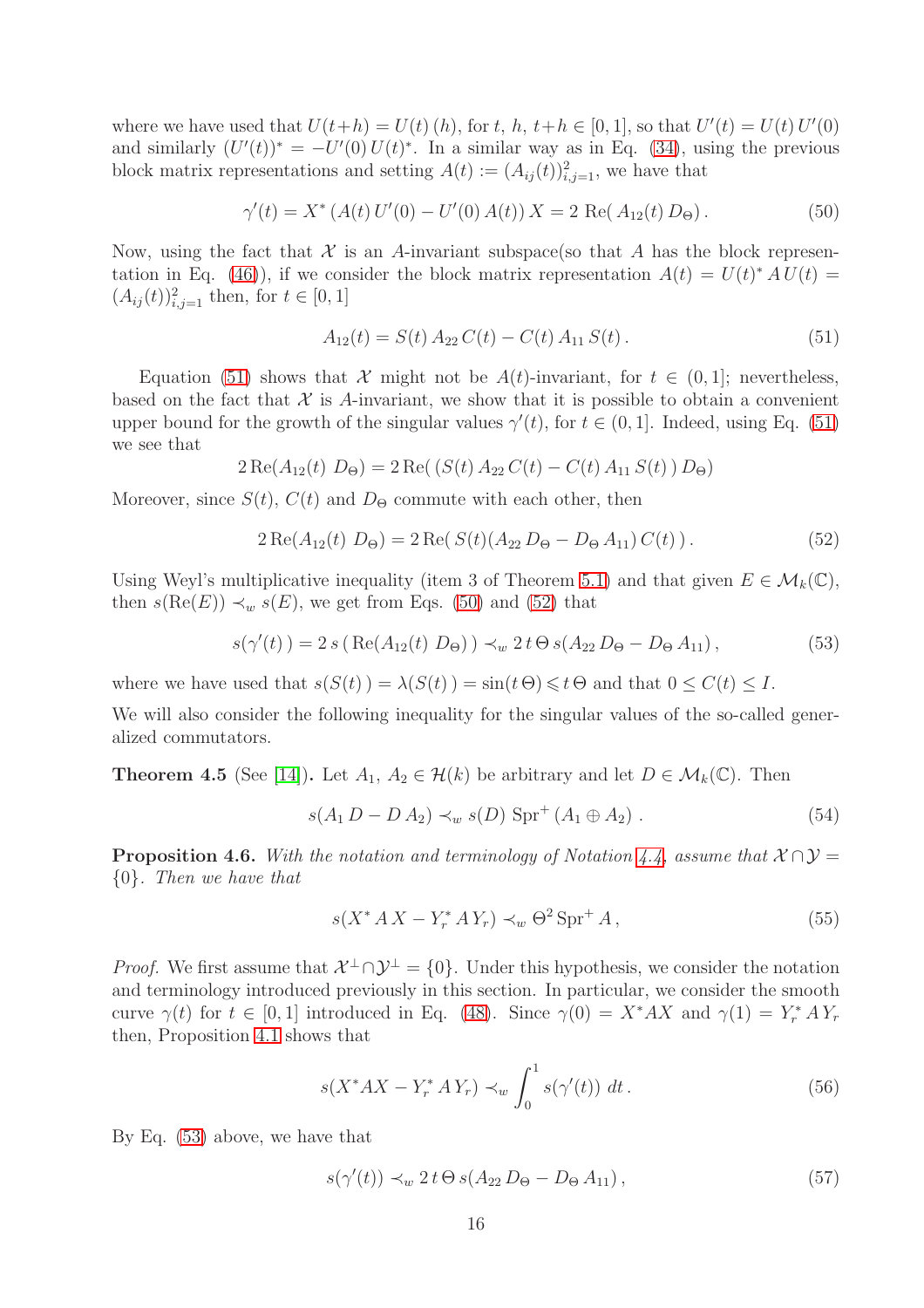where we have used that $U(t+h) = U(t)\,(h)$, for $t,\ h,\ t+h \in [0,1]$, so that $U'(t) = U(t)\,U'(0)$ and similarly $(U'(t))^* = -U'(0)\,U(t)^*$. In a similar way as in Eq. (34), using the previous block matrix representations and setting $A(t) := (A_{ij}(t))_{i,j=1}^2$, we have that

$$\gamma'(t) = X^*\,(A(t)\,U'(0) - U'(0)\,A(t))\,X = 2\ \mathrm{Re}(\,A_{12}(t)\,D_\Theta)\,. \tag{50}$$

Now, using the fact that $\mathcal{X}$ is an $A$-invariant subspace(so that $A$ has the block representation in Eq. (46)), if we consider the block matrix representation $A(t) = U(t)^*\,A\,U(t) = (A_{ij}(t))_{i,j=1}^2$ then, for $t \in [0,1]$

$$A_{12}(t) = S(t)\,A_{22}\,C(t) - C(t)\,A_{11}\,S(t)\,. \tag{51}$$

Equation (51) shows that $\mathcal{X}$ might not be $A(t)$-invariant, for $t \in (0,1]$; nevertheless, based on the fact that $\mathcal{X}$ is $A$-invariant, we show that it is possible to obtain a convenient upper bound for the growth of the singular values $\gamma'(t)$, for $t \in (0,1]$. Indeed, using Eq. (51) we see that

$$2\,\mathrm{Re}(A_{12}(t)\ D_\Theta) = 2\,\mathrm{Re}(\,(S(t)\,A_{22}\,C(t) - C(t)\,A_{11}\,S(t)\,)\,D_\Theta)$$

Moreover, since $S(t)$, $C(t)$ and $D_\Theta$ commute with each other, then

$$2\,\mathrm{Re}(A_{12}(t)\ D_\Theta) = 2\,\mathrm{Re}(\,S(t)(A_{22}\,D_\Theta - D_\Theta\,A_{11})\,C(t)\,)\,. \tag{52}$$

Using Weyl's multiplicative inequality (item 3 of Theorem 5.1) and that given $E \in \mathcal{M}_k(\mathbb{C})$, then $s(\mathrm{Re}(E)) \prec_w s(E)$, we get from Eqs. (50) and (52) that

$$s(\gamma'(t)\,) = 2\,s\,(\,\mathrm{Re}(A_{12}(t)\ D_\Theta)\,) \prec_w 2\,t\,\Theta\,s(A_{22}\,D_\Theta - D_\Theta\,A_{11})\,, \tag{53}$$

where we have used that $s(S(t)\,) = \lambda(S(t)\,) = \sin(t\,\Theta) \leqslant t\,\Theta$ and that $0 \le C(t) \le I$.

We will also consider the following inequality for the singular values of the so-called generalized commutators.

**Theorem 4.5** (See [14]). Let $A_1,\ A_2 \in \mathcal{H}(k)$ be arbitrary and let $D \in \mathcal{M}_k(\mathbb{C})$. Then

$$s(A_1\,D - D\,A_2) \prec_w s(D)\ \mathrm{Spr}^+\,(A_1 \oplus A_2)\ . \tag{54}$$

**Proposition 4.6.** *With the notation and terminology of Notation 4.4, assume that $\mathcal{X} \cap \mathcal{Y} = \{0\}$. Then we have that*

$$s(X^*\,A\,X - Y_r^*\,A\,Y_r) \prec_w \Theta^2\,\mathrm{Spr}^+\,A\,, \tag{55}$$

*Proof.* We first assume that $\mathcal{X}^\perp \cap \mathcal{Y}^\perp = \{0\}$. Under this hypothesis, we consider the notation and terminology introduced previously in this section. In particular, we consider the smooth curve $\gamma(t)$ for $t \in [0,1]$ introduced in Eq. (48). Since $\gamma(0) = X^*AX$ and $\gamma(1) = Y_r^*\,A\,Y_r$ then, Proposition 4.1 shows that

$$s(X^*AX - Y_r^*\,A\,Y_r) \prec_w \int_0^1 s(\gamma'(t))\ dt\,. \tag{56}$$

By Eq. (53) above, we have that

$$s(\gamma'(t)) \prec_w 2\,t\,\Theta\,s(A_{22}\,D_\Theta - D_\Theta\,A_{11})\,, \tag{57}$$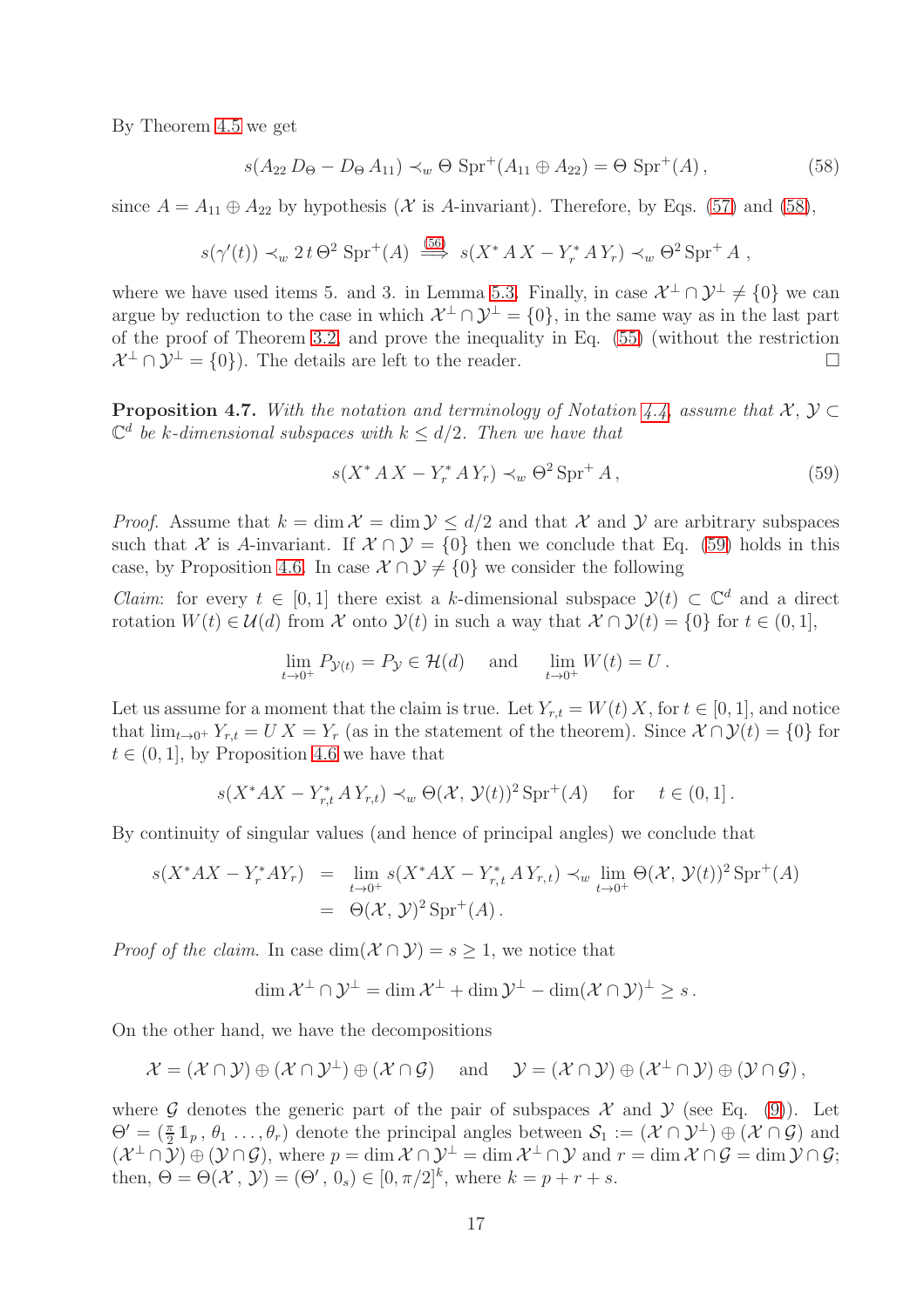By Theorem 4.5 we get

$$s(A_{22}\, D_\Theta - D_\Theta\, A_{11}) \prec_w \Theta \ \mathrm{Spr}^+(A_{11} \oplus A_{22}) = \Theta \ \mathrm{Spr}^+(A)\,, \tag{58}$$

since $A = A_{11} \oplus A_{22}$ by hypothesis ($\mathcal{X}$ is $A$-invariant). Therefore, by Eqs. (57) and (58),

$$s(\gamma'(t)) \prec_w 2\,t\,\Theta^2 \ \mathrm{Spr}^+(A) \overset{(56)}{\Longrightarrow} s(X^*\,A\,X - Y_r^*\,A\,Y_r) \prec_w \Theta^2 \,\mathrm{Spr}^+ A\ ,$$

where we have used items 5. and 3. in Lemma 5.3. Finally, in case $\mathcal{X}^\perp \cap \mathcal{Y}^\perp \neq \{0\}$ we can argue by reduction to the case in which $\mathcal{X}^\perp \cap \mathcal{Y}^\perp = \{0\}$, in the same way as in the last part of the proof of Theorem 3.2, and prove the inequality in Eq. (55) (without the restriction $\mathcal{X}^\perp \cap \mathcal{Y}^\perp = \{0\}$). The details are left to the reader. $\square$

**Proposition 4.7.** *With the notation and terminology of Notation 4.4, assume that $\mathcal{X},\, \mathcal{Y} \subset \mathbb{C}^d$ be $k$-dimensional subspaces with $k \leq d/2$. Then we have that*

$$s(X^*\,A\,X - Y_r^*\,A\,Y_r) \prec_w \Theta^2 \,\mathrm{Spr}^+ A\,, \tag{59}$$

*Proof.* Assume that $k = \dim \mathcal{X} = \dim \mathcal{Y} \leq d/2$ and that $\mathcal{X}$ and $\mathcal{Y}$ are arbitrary subspaces such that $\mathcal{X}$ is $A$-invariant. If $\mathcal{X} \cap \mathcal{Y} = \{0\}$ then we conclude that Eq. (59) holds in this case, by Proposition 4.6. In case $\mathcal{X} \cap \mathcal{Y} \neq \{0\}$ we consider the following

*Claim*: for every $t \in [0,1]$ there exist a $k$-dimensional subspace $\mathcal{Y}(t) \subset \mathbb{C}^d$ and a direct rotation $W(t) \in \mathcal{U}(d)$ from $\mathcal{X}$ onto $\mathcal{Y}(t)$ in such a way that $\mathcal{X} \cap \mathcal{Y}(t) = \{0\}$ for $t \in (0,1]$,

$$\lim_{t\to 0^+} P_{\mathcal{Y}(t)} = P_{\mathcal{Y}} \in \mathcal{H}(d) \quad \text{ and } \quad \lim_{t\to 0^+} W(t) = U\,.$$

Let us assume for a moment that the claim is true. Let $Y_{r,t} = W(t)\,X$, for $t \in [0,1]$, and notice that $\lim_{t\to 0^+} Y_{r,t} = U\,X = Y_r$ (as in the statement of the theorem). Since $\mathcal{X} \cap \mathcal{Y}(t) = \{0\}$ for $t \in (0,1]$, by Proposition 4.6 we have that

$$s(X^*AX - Y_{r,t}^*\,A\,Y_{r,t}) \prec_w \Theta(\mathcal{X},\,\mathcal{Y}(t))^2 \,\mathrm{Spr}^+(A) \quad \text{ for } \quad t \in (0,1]\,.$$

By continuity of singular values (and hence of principal angles) we conclude that

$$\begin{aligned} s(X^*AX - Y_r^*AY_r) &= \lim_{t\to 0^+} s(X^*AX - Y_{r,t}^*\,A\,Y_{r,t}) \prec_w \lim_{t\to 0^+} \Theta(\mathcal{X},\,\mathcal{Y}(t))^2 \,\mathrm{Spr}^+(A) \\ &= \Theta(\mathcal{X},\,\mathcal{Y})^2 \,\mathrm{Spr}^+(A)\,. \end{aligned}$$

*Proof of the claim.* In case $\dim(\mathcal{X} \cap \mathcal{Y}) = s \geq 1$, we notice that

$$\dim \mathcal{X}^\perp \cap \mathcal{Y}^\perp = \dim \mathcal{X}^\perp + \dim \mathcal{Y}^\perp - \dim(\mathcal{X} \cap \mathcal{Y})^\perp \geq s\,.$$

On the other hand, we have the decompositions

$$\mathcal{X} = (\mathcal{X} \cap \mathcal{Y}) \oplus (\mathcal{X} \cap \mathcal{Y}^\perp) \oplus (\mathcal{X} \cap \mathcal{G}) \quad \text{ and } \quad \mathcal{Y} = (\mathcal{X} \cap \mathcal{Y}) \oplus (\mathcal{X}^\perp \cap \mathcal{Y}) \oplus (\mathcal{Y} \cap \mathcal{G})\,,$$

where $\mathcal{G}$ denotes the generic part of the pair of subspaces $\mathcal{X}$ and $\mathcal{Y}$ (see Eq. (9)). Let $\Theta' = (\frac{\pi}{2}\,\mathbb{1}_p\,,\,\theta_1\,\ldots,\theta_r)$ denote the principal angles between $\mathcal{S}_1 := (\mathcal{X} \cap \mathcal{Y}^\perp) \oplus (\mathcal{X} \cap \mathcal{G})$ and $(\mathcal{X}^\perp \cap \mathcal{Y}) \oplus (\mathcal{Y} \cap \mathcal{G})$, where $p = \dim \mathcal{X} \cap \mathcal{Y}^\perp = \dim \mathcal{X}^\perp \cap \mathcal{Y}$ and $r = \dim \mathcal{X} \cap \mathcal{G} = \dim \mathcal{Y} \cap \mathcal{G}$; then, $\Theta = \Theta(\mathcal{X}\,,\,\mathcal{Y}) = (\Theta'\,,\,0_s) \in [0, \pi/2]^k$, where $k = p + r + s$.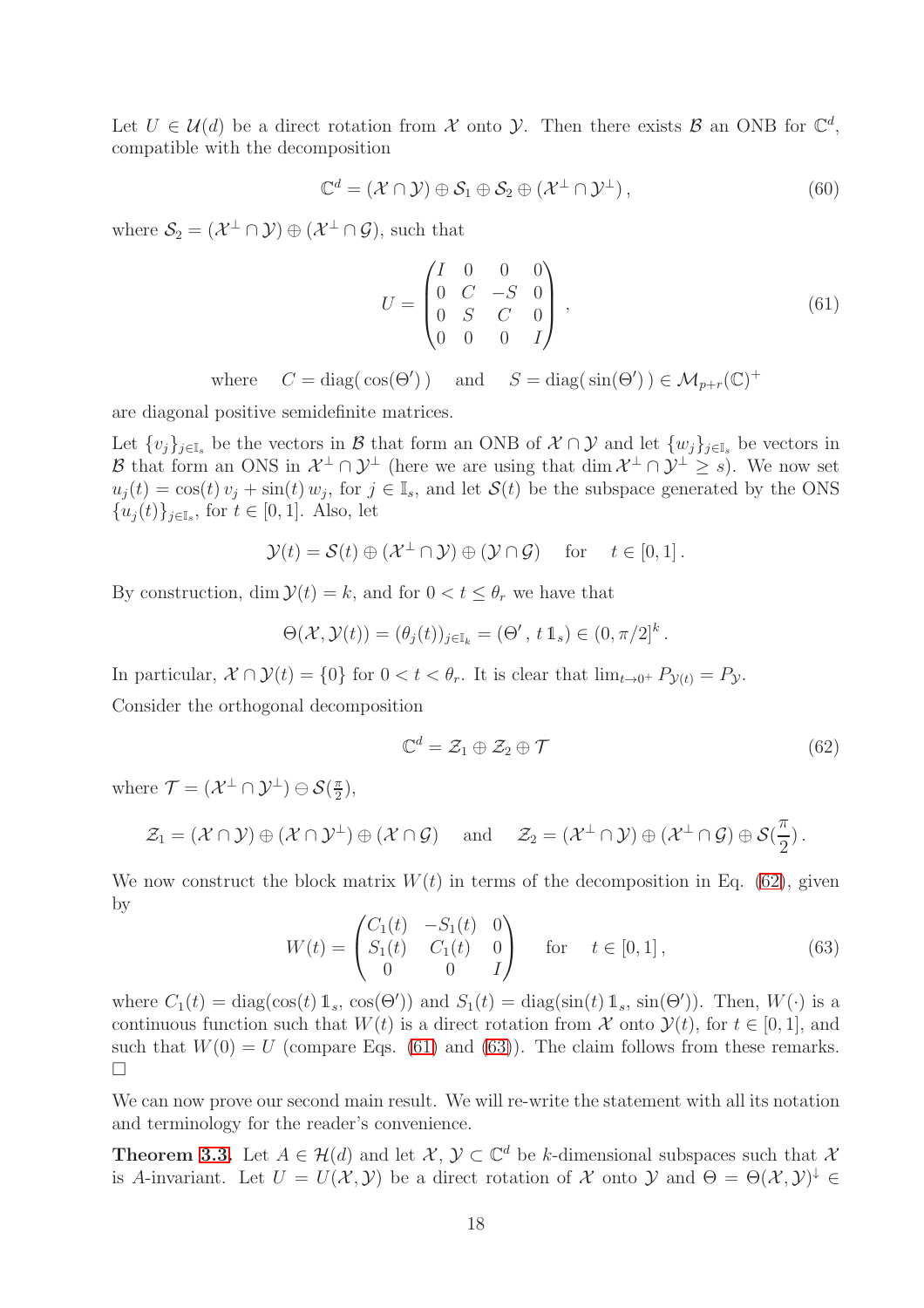Let $U \in \mathcal{U}(d)$ be a direct rotation from $\mathcal{X}$ onto $\mathcal{Y}$. Then there exists $\mathcal{B}$ an ONB for $\mathbb{C}^d$, compatible with the decomposition

$$\mathbb{C}^d = (\mathcal{X} \cap \mathcal{Y}) \oplus \mathcal{S}_1 \oplus \mathcal{S}_2 \oplus (\mathcal{X}^\perp \cap \mathcal{Y}^\perp) , \tag{60}$$

where $\mathcal{S}_2 = (\mathcal{X}^\perp \cap \mathcal{Y}) \oplus (\mathcal{X}^\perp \cap \mathcal{G})$, such that

$$U = \begin{pmatrix} I & 0 & 0 & 0 \\ 0 & C & -S & 0 \\ 0 & S & C & 0 \\ 0 & 0 & 0 & I \end{pmatrix} , \tag{61}$$

$$\text{where} \quad C = \text{diag}(\cos(\Theta')) \quad \text{and} \quad S = \text{diag}(\sin(\Theta')) \in \mathcal{M}_{p+r}(\mathbb{C})^+$$

are diagonal positive semidefinite matrices.

Let $\{v_j\}_{j\in\mathbb{I}_s}$ be the vectors in $\mathcal{B}$ that form an ONB of $\mathcal{X} \cap \mathcal{Y}$ and let $\{w_j\}_{j\in\mathbb{I}_s}$ be vectors in $\mathcal{B}$ that form an ONS in $\mathcal{X}^\perp \cap \mathcal{Y}^\perp$ (here we are using that $\dim \mathcal{X}^\perp \cap \mathcal{Y}^\perp \geq s$). We now set $u_j(t) = \cos(t)\, v_j + \sin(t)\, w_j$, for $j \in \mathbb{I}_s$, and let $\mathcal{S}(t)$ be the subspace generated by the ONS $\{u_j(t)\}_{j\in\mathbb{I}_s}$, for $t \in [0, 1]$. Also, let

$$\mathcal{Y}(t) = \mathcal{S}(t) \oplus (\mathcal{X}^\perp \cap \mathcal{Y}) \oplus (\mathcal{Y} \cap \mathcal{G}) \quad \text{for} \quad t \in [0, 1] .$$

By construction, $\dim \mathcal{Y}(t) = k$, and for $0 < t \leq \theta_r$ we have that

$$\Theta(\mathcal{X}, \mathcal{Y}(t)) = (\theta_j(t))_{j\in\mathbb{I}_k} = (\Theta' ,\, t\,\mathbb{1}_s) \in (0, \pi/2]^k .$$

In particular, $\mathcal{X} \cap \mathcal{Y}(t) = \{0\}$ for $0 < t < \theta_r$. It is clear that $\lim_{t\to 0^+} P_{\mathcal{Y}(t)} = P_{\mathcal{Y}}$.

Consider the orthogonal decomposition

$$\mathbb{C}^d = \mathcal{Z}_1 \oplus \mathcal{Z}_2 \oplus \mathcal{T} \tag{62}$$

where $\mathcal{T} = (\mathcal{X}^\perp \cap \mathcal{Y}^\perp) \ominus \mathcal{S}(\frac{\pi}{2})$,

$$\mathcal{Z}_1 = (\mathcal{X} \cap \mathcal{Y}) \oplus (\mathcal{X} \cap \mathcal{Y}^\perp) \oplus (\mathcal{X} \cap \mathcal{G}) \quad \text{and} \quad \mathcal{Z}_2 = (\mathcal{X}^\perp \cap \mathcal{Y}) \oplus (\mathcal{X}^\perp \cap \mathcal{G}) \oplus \mathcal{S}(\frac{\pi}{2}) .$$

We now construct the block matrix $W(t)$ in terms of the decomposition in Eq. (62), given by

$$W(t) = \begin{pmatrix} C_1(t) & -S_1(t) & 0 \\ S_1(t) & C_1(t) & 0 \\ 0 & 0 & I \end{pmatrix} \quad \text{for} \quad t \in [0, 1] , \tag{63}$$

where $C_1(t) = \text{diag}(\cos(t)\,\mathbb{1}_s, \cos(\Theta'))$ and $S_1(t) = \text{diag}(\sin(t)\,\mathbb{1}_s, \sin(\Theta'))$. Then, $W(\cdot)$ is a continuous function such that $W(t)$ is a direct rotation from $\mathcal{X}$ onto $\mathcal{Y}(t)$, for $t \in [0, 1]$, and such that $W(0) = U$ (compare Eqs. (61) and (63)). The claim follows from these remarks. $\square$

We can now prove our second main result. We will re-write the statement with all its notation and terminology for the reader's convenience.

**Theorem 3.3.** Let $A \in \mathcal{H}(d)$ and let $\mathcal{X}, \mathcal{Y} \subset \mathbb{C}^d$ be $k$-dimensional subspaces such that $\mathcal{X}$ is $A$-invariant. Let $U = U(\mathcal{X}, \mathcal{Y})$ be a direct rotation of $\mathcal{X}$ onto $\mathcal{Y}$ and $\Theta = \Theta(\mathcal{X}, \mathcal{Y})^\downarrow \in$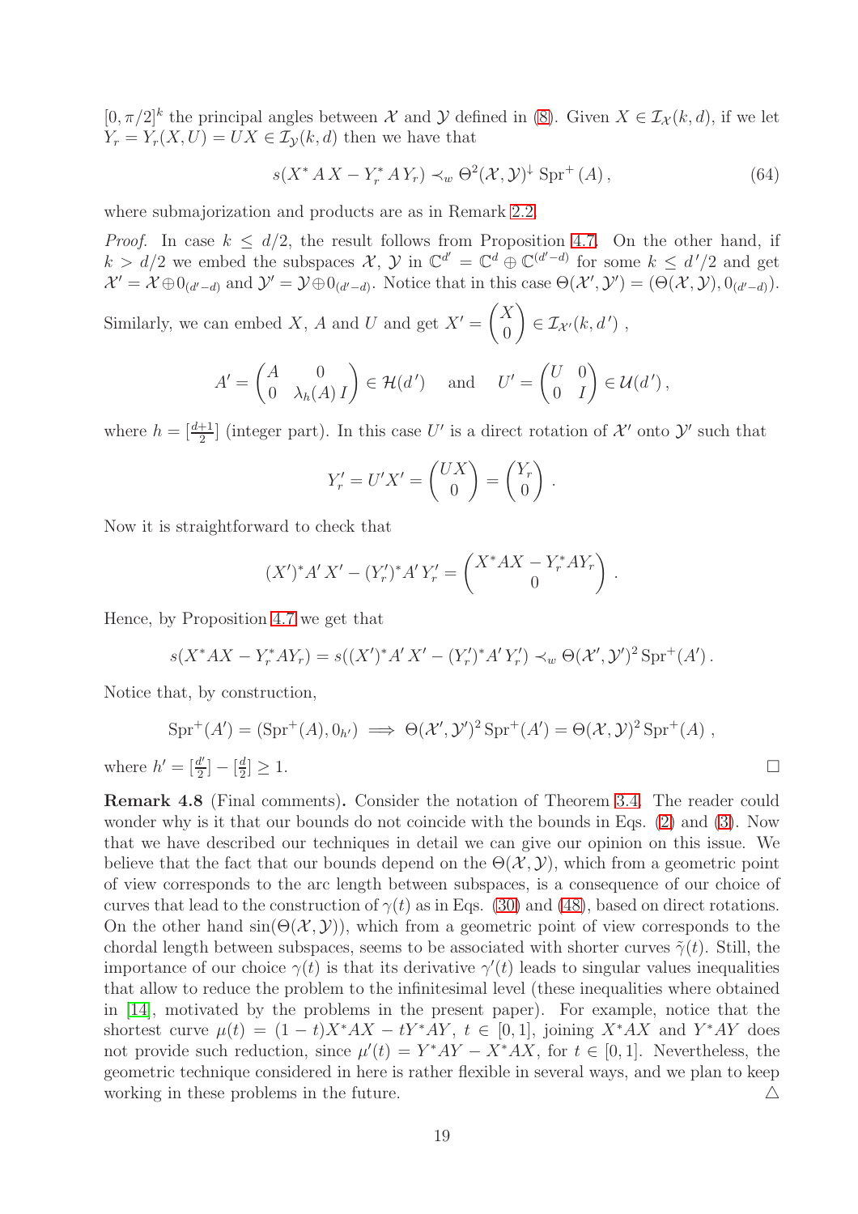$[0,\pi/2]^k$ the principal angles between $\mathcal{X}$ and $\mathcal{Y}$ defined in (8). Given $X \in \mathcal{I}_{\mathcal{X}}(k,d)$, if we let $Y_r = Y_r(X,U) = UX \in \mathcal{I}_{\mathcal{Y}}(k,d)$ then we have that

$$s(X^*\,A\,X - Y_r^*\,A\,Y_r) \prec_w \Theta^2(\mathcal{X},\mathcal{Y})^{\downarrow}\,\mathrm{Spr}^+(A)\,, \tag{64}$$

where submajorization and products are as in Remark 2.2.

*Proof.* In case $k \le d/2$, the result follows from Proposition 4.7. On the other hand, if $k > d/2$ we embed the subspaces $\mathcal{X}$, $\mathcal{Y}$ in $\mathbb{C}^{d'} = \mathbb{C}^d \oplus \mathbb{C}^{(d'-d)}$ for some $k \le d'/2$ and get $\mathcal{X}' = \mathcal{X} \oplus 0_{(d'-d)}$ and $\mathcal{Y}' = \mathcal{Y} \oplus 0_{(d'-d)}$. Notice that in this case $\Theta(\mathcal{X}',\mathcal{Y}') = (\Theta(\mathcal{X},\mathcal{Y}), 0_{(d'-d)})$. Similarly, we can embed $X$, $A$ and $U$ and get $X' = \begin{pmatrix} X \\ 0 \end{pmatrix} \in \mathcal{I}_{\mathcal{X}'}(k,d')$ ,

$$A' = \begin{pmatrix} A & 0 \\ 0 & \lambda_h(A)\,I \end{pmatrix} \in \mathcal{H}(d') \quad \text{ and } \quad U' = \begin{pmatrix} U & 0 \\ 0 & I \end{pmatrix} \in \mathcal{U}(d')\,,$$

where $h = [\frac{d+1}{2}]$ (integer part). In this case $U'$ is a direct rotation of $\mathcal{X}'$ onto $\mathcal{Y}'$ such that

$$Y_r' = U'X' = \begin{pmatrix} UX \\ 0 \end{pmatrix} = \begin{pmatrix} Y_r \\ 0 \end{pmatrix}\,.$$

Now it is straightforward to check that

$$(X')^*A'\,X' - (Y_r')^*A'\,Y_r' = \begin{pmatrix} X^*AX - Y_r^*AY_r \\ 0 \end{pmatrix}\,.$$

Hence, by Proposition 4.7 we get that

$$s(X^*AX - Y_r^*AY_r) = s((X')^*A'\,X' - (Y_r')^*A'\,Y_r') \prec_w \Theta(\mathcal{X}',\mathcal{Y}')^2\,\mathrm{Spr}^+(A')\,.$$

Notice that, by construction,

$$\mathrm{Spr}^+(A') = (\mathrm{Spr}^+(A), 0_{h'}) \implies \Theta(\mathcal{X}',\mathcal{Y}')^2\,\mathrm{Spr}^+(A') = \Theta(\mathcal{X},\mathcal{Y})^2\,\mathrm{Spr}^+(A)\,,$$

where $h' = [\frac{d'}{2}] - [\frac{d}{2}] \ge 1$. $\square$

**Remark 4.8** (Final comments)**.** Consider the notation of Theorem 3.4. The reader could wonder why is it that our bounds do not coincide with the bounds in Eqs. (2) and (3). Now that we have described our techniques in detail we can give our opinion on this issue. We believe that the fact that our bounds depend on the $\Theta(\mathcal{X},\mathcal{Y})$, which from a geometric point of view corresponds to the arc length between subspaces, is a consequence of our choice of curves that lead to the construction of $\gamma(t)$ as in Eqs. (30) and (48), based on direct rotations. On the other hand $\sin(\Theta(\mathcal{X},\mathcal{Y}))$, which from a geometric point of view corresponds to the chordal length between subspaces, seems to be associated with shorter curves $\tilde{\gamma}(t)$. Still, the importance of our choice $\gamma(t)$ is that its derivative $\gamma'(t)$ leads to singular values inequalities that allow to reduce the problem to the infinitesimal level (these inequalities where obtained in [14], motivated by the problems in the present paper). For example, notice that the shortest curve $\mu(t) = (1-t)X^*AX - tY^*AY$, $t \in [0,1]$, joining $X^*AX$ and $Y^*AY$ does not provide such reduction, since $\mu'(t) = Y^*AY - X^*AX$, for $t \in [0,1]$. Nevertheless, the geometric technique considered in here is rather flexible in several ways, and we plan to keep working in these problems in the future. $\triangle$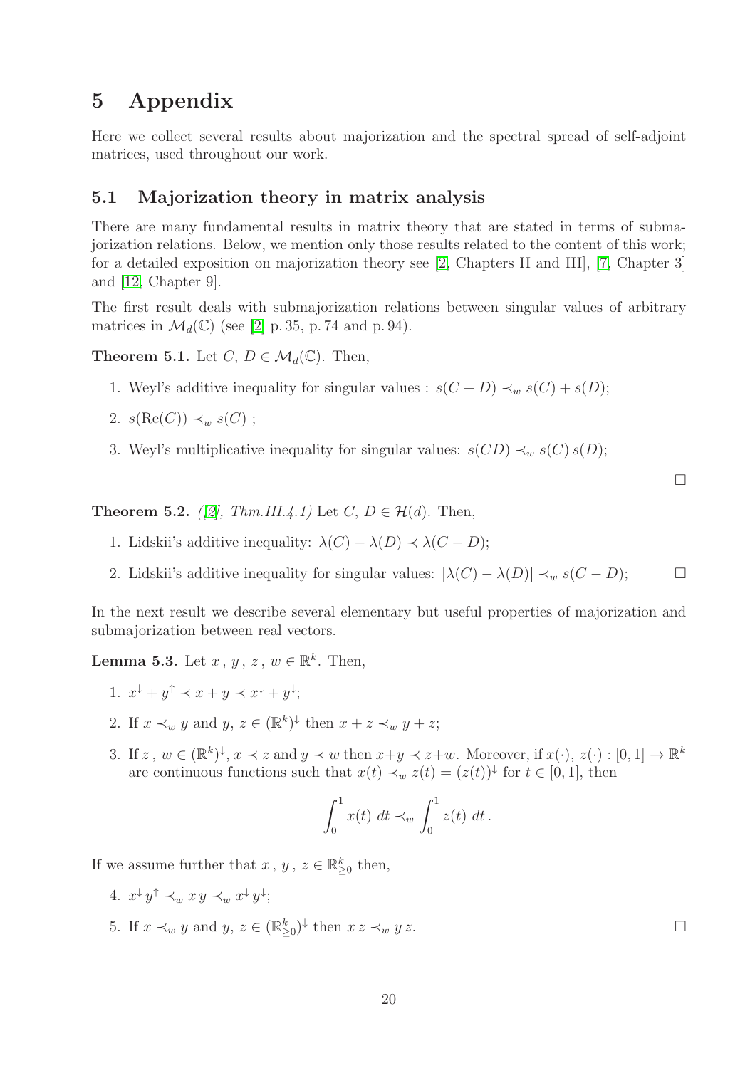# 5 Appendix

Here we collect several results about majorization and the spectral spread of self-adjoint matrices, used throughout our work.

## 5.1 Majorization theory in matrix analysis

There are many fundamental results in matrix theory that are stated in terms of submajorization relations. Below, we mention only those results related to the content of this work; for a detailed exposition on majorization theory see [2, Chapters II and III], [7, Chapter 3] and [12, Chapter 9].

The first result deals with submajorization relations between singular values of arbitrary matrices in $\mathcal{M}_d(\mathbb{C})$ (see [2] p. 35, p. 74 and p. 94).

**Theorem 5.1.** Let $C,\, D \in \mathcal{M}_d(\mathbb{C})$. Then,

1. Weyl's additive inequality for singular values : $s(C+D) \prec_w s(C) + s(D)$;
2. $s(\mathrm{Re}(C)) \prec_w s(C)$ ;
3. Weyl's multiplicative inequality for singular values: $s(CD) \prec_w s(C)\, s(D)$;

□

**Theorem 5.2.** *([2], Thm.III.4.1)* Let $C,\, D \in \mathcal{H}(d)$. Then,

1. Lidskii's additive inequality: $\lambda(C) - \lambda(D) \prec \lambda(C-D)$;
2. Lidskii's additive inequality for singular values: $|\lambda(C) - \lambda(D)| \prec_w s(C-D)$; □

In the next result we describe several elementary but useful properties of majorization and submajorization between real vectors.

**Lemma 5.3.** Let $x\,,\, y\,,\, z\,,\, w \in \mathbb{R}^k$. Then,

1. $x^\downarrow + y^\uparrow \prec x + y \prec x^\downarrow + y^\downarrow$;
2. If $x \prec_w y$ and $y,\, z \in (\mathbb{R}^k)^\downarrow$ then $x + z \prec_w y + z$;
3. If $z\,,\, w \in (\mathbb{R}^k)^\downarrow$, $x \prec z$ and $y \prec w$ then $x+y \prec z+w$. Moreover, if $x(\cdot),\, z(\cdot) : [0,1] \to \mathbb{R}^k$ are continuous functions such that $x(t) \prec_w z(t) = (z(t))^\downarrow$ for $t \in [0,1]$, then

$$\int_0^1 x(t)\; dt \prec_w \int_0^1 z(t)\; dt\,.$$

If we assume further that $x\,,\, y\,,\, z \in \mathbb{R}^k_{\geq 0}$ then,

4. $x^\downarrow\, y^\uparrow \prec_w x\, y \prec_w x^\downarrow\, y^\downarrow$;
5. If $x \prec_w y$ and $y,\, z \in (\mathbb{R}^k_{\geq 0})^\downarrow$ then $x\, z \prec_w y\, z$. □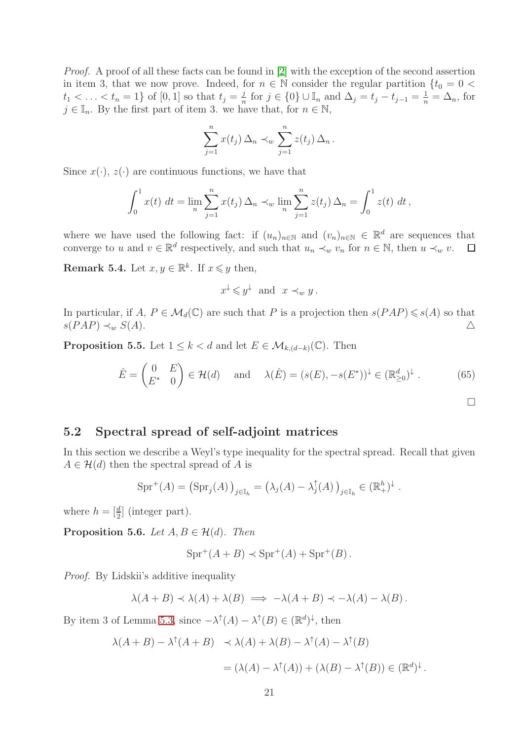*Proof.* A proof of all these facts can be found in [2] with the exception of the second assertion in item 3, that we now prove. Indeed, for $n \in \mathbb{N}$ consider the regular partition $\{t_0 = 0 < t_1 < \ldots < t_n = 1\}$ of $[0,1]$ so that $t_j = \frac{j}{n}$ for $j \in \{0\} \cup \mathbb{I}_n$ and $\Delta_j = t_j - t_{j-1} = \frac{1}{n} = \Delta_n$, for $j \in \mathbb{I}_n$. By the first part of item 3. we have that, for $n \in \mathbb{N}$,

$$\sum_{j=1}^{n} x(t_j)\,\Delta_n \prec_w \sum_{j=1}^{n} z(t_j)\,\Delta_n\,.$$

Since $x(\cdot)$, $z(\cdot)$ are continuous functions, we have that

$$\int_0^1 x(t)\;dt = \lim_n \sum_{j=1}^{n} x(t_j)\,\Delta_n \prec_w \lim_n \sum_{j=1}^{n} z(t_j)\,\Delta_n = \int_0^1 z(t)\;dt\,,$$

where we have used the following fact: if $(u_n)_{n\in\mathbb{N}}$ and $(v_n)_{n\in\mathbb{N}} \in \mathbb{R}^d$ are sequences that converge to $u$ and $v \in \mathbb{R}^d$ respectively, and such that $u_n \prec_w v_n$ for $n \in \mathbb{N}$, then $u \prec_w v$. $\square$

**Remark 5.4.** Let $x, y \in \mathbb{R}^k$. If $x \leqslant y$ then,

$$x^\downarrow \leqslant y^\downarrow \quad \text{and} \quad x \prec_w y\,.$$

In particular, if $A$, $P \in \mathcal{M}_d(\mathbb{C})$ are such that $P$ is a projection then $s(PAP) \leqslant s(A)$ so that $s(PAP) \prec_w S(A)$. $\triangle$

**Proposition 5.5.** Let $1 \leq k < d$ and let $E \in \mathcal{M}_{k,(d-k)}(\mathbb{C})$. Then

$$\hat{E} = \begin{pmatrix} 0 & E \\ E^* & 0 \end{pmatrix} \in \mathcal{H}(d) \quad \text{ and } \quad \lambda(\hat{E}) = (s(E), -s(E^*))^\downarrow \in (\mathbb{R}^d_{\geq 0})^\downarrow\,. \tag{65}$$

$\square$

## 5.2 Spectral spread of self-adjoint matrices

In this section we describe a Weyl's type inequality for the spectral spread. Recall that given $A \in \mathcal{H}(d)$ then the spectral spread of $A$ is

$$\operatorname{Spr}^+(A) = \big(\operatorname{Spr}_j(A)\big)_{j\in\mathbb{I}_h} = \big(\lambda_j(A) - \lambda_j^\uparrow(A)\big)_{j\in\mathbb{I}_h} \in (\mathbb{R}^h_+)^\downarrow\,.$$

where $h = [\frac{d}{2}]$ (integer part).

**Proposition 5.6.** *Let $A, B \in \mathcal{H}(d)$. Then*

$$\operatorname{Spr}^+(A+B) \prec \operatorname{Spr}^+(A) + \operatorname{Spr}^+(B)\,.$$

*Proof.* By Lidskii's additive inequality

$$\lambda(A+B) \prec \lambda(A) + \lambda(B) \implies -\lambda(A+B) \prec -\lambda(A) - \lambda(B)\,.$$

By item 3 of Lemma 5.3, since $-\lambda^\uparrow(A) - \lambda^\uparrow(B) \in (\mathbb{R}^d)^\downarrow$, then

$$\begin{aligned}
\lambda(A+B) - \lambda^\uparrow(A+B) &\prec \lambda(A) + \lambda(B) - \lambda^\uparrow(A) - \lambda^\uparrow(B) \\
&= (\lambda(A) - \lambda^\uparrow(A)) + (\lambda(B) - \lambda^\uparrow(B)) \in (\mathbb{R}^d)^\downarrow\,.
\end{aligned}$$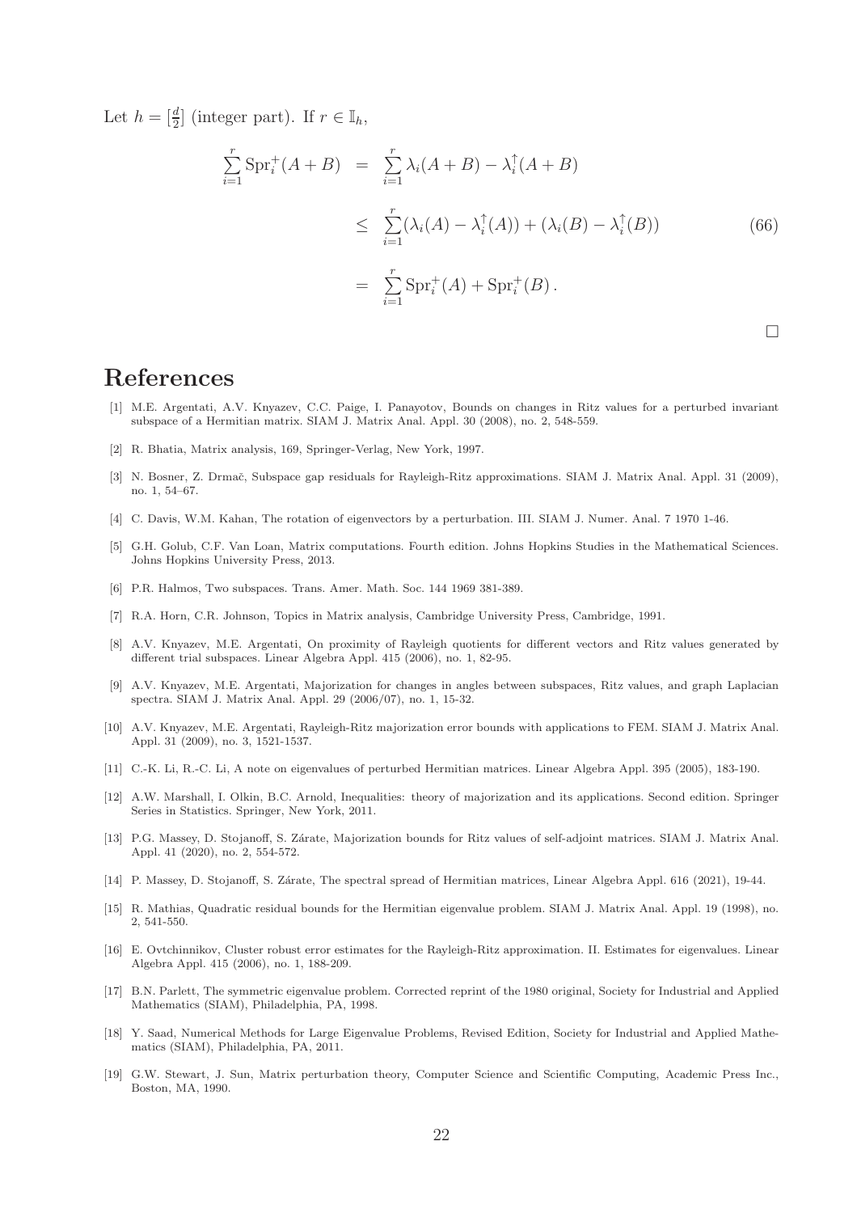Let $h = [\frac{d}{2}]$ (integer part). If $r \in \mathbb{I}_h$,

$$
\begin{aligned}
\sum_{i=1}^{r} \mathrm{Spr}_i^+(A+B) &= \sum_{i=1}^{r} \lambda_i(A+B) - \lambda_i^{\uparrow}(A+B) \\
&\leq \sum_{i=1}^{r} (\lambda_i(A) - \lambda_i^{\uparrow}(A)) + (\lambda_i(B) - \lambda_i^{\uparrow}(B)) \qquad (66) \\
&= \sum_{i=1}^{r} \mathrm{Spr}_i^+(A) + \mathrm{Spr}_i^+(B)\,.
\end{aligned}
$$

□

# References

[1] M.E. Argentati, A.V. Knyazev, C.C. Paige, I. Panayotov, Bounds on changes in Ritz values for a perturbed invariant subspace of a Hermitian matrix. SIAM J. Matrix Anal. Appl. 30 (2008), no. 2, 548-559.

[2] R. Bhatia, Matrix analysis, 169, Springer-Verlag, New York, 1997.

[3] N. Bosner, Z. Drmač, Subspace gap residuals for Rayleigh-Ritz approximations. SIAM J. Matrix Anal. Appl. 31 (2009), no. 1, 54–67.

[4] C. Davis, W.M. Kahan, The rotation of eigenvectors by a perturbation. III. SIAM J. Numer. Anal. 7 1970 1-46.

[5] G.H. Golub, C.F. Van Loan, Matrix computations. Fourth edition. Johns Hopkins Studies in the Mathematical Sciences. Johns Hopkins University Press, 2013.

[6] P.R. Halmos, Two subspaces. Trans. Amer. Math. Soc. 144 1969 381-389.

[7] R.A. Horn, C.R. Johnson, Topics in Matrix analysis, Cambridge University Press, Cambridge, 1991.

[8] A.V. Knyazev, M.E. Argentati, On proximity of Rayleigh quotients for different vectors and Ritz values generated by different trial subspaces. Linear Algebra Appl. 415 (2006), no. 1, 82-95.

[9] A.V. Knyazev, M.E. Argentati, Majorization for changes in angles between subspaces, Ritz values, and graph Laplacian spectra. SIAM J. Matrix Anal. Appl. 29 (2006/07), no. 1, 15-32.

[10] A.V. Knyazev, M.E. Argentati, Rayleigh-Ritz majorization error bounds with applications to FEM. SIAM J. Matrix Anal. Appl. 31 (2009), no. 3, 1521-1537.

[11] C.-K. Li, R.-C. Li, A note on eigenvalues of perturbed Hermitian matrices. Linear Algebra Appl. 395 (2005), 183-190.

[12] A.W. Marshall, I. Olkin, B.C. Arnold, Inequalities: theory of majorization and its applications. Second edition. Springer Series in Statistics. Springer, New York, 2011.

[13] P.G. Massey, D. Stojanoff, S. Zárate, Majorization bounds for Ritz values of self-adjoint matrices. SIAM J. Matrix Anal. Appl. 41 (2020), no. 2, 554-572.

[14] P. Massey, D. Stojanoff, S. Zárate, The spectral spread of Hermitian matrices, Linear Algebra Appl. 616 (2021), 19-44.

[15] R. Mathias, Quadratic residual bounds for the Hermitian eigenvalue problem. SIAM J. Matrix Anal. Appl. 19 (1998), no. 2, 541-550.

[16] E. Ovtchinnikov, Cluster robust error estimates for the Rayleigh-Ritz approximation. II. Estimates for eigenvalues. Linear Algebra Appl. 415 (2006), no. 1, 188-209.

[17] B.N. Parlett, The symmetric eigenvalue problem. Corrected reprint of the 1980 original, Society for Industrial and Applied Mathematics (SIAM), Philadelphia, PA, 1998.

[18] Y. Saad, Numerical Methods for Large Eigenvalue Problems, Revised Edition, Society for Industrial and Applied Mathematics (SIAM), Philadelphia, PA, 2011.

[19] G.W. Stewart, J. Sun, Matrix perturbation theory, Computer Science and Scientific Computing, Academic Press Inc., Boston, MA, 1990.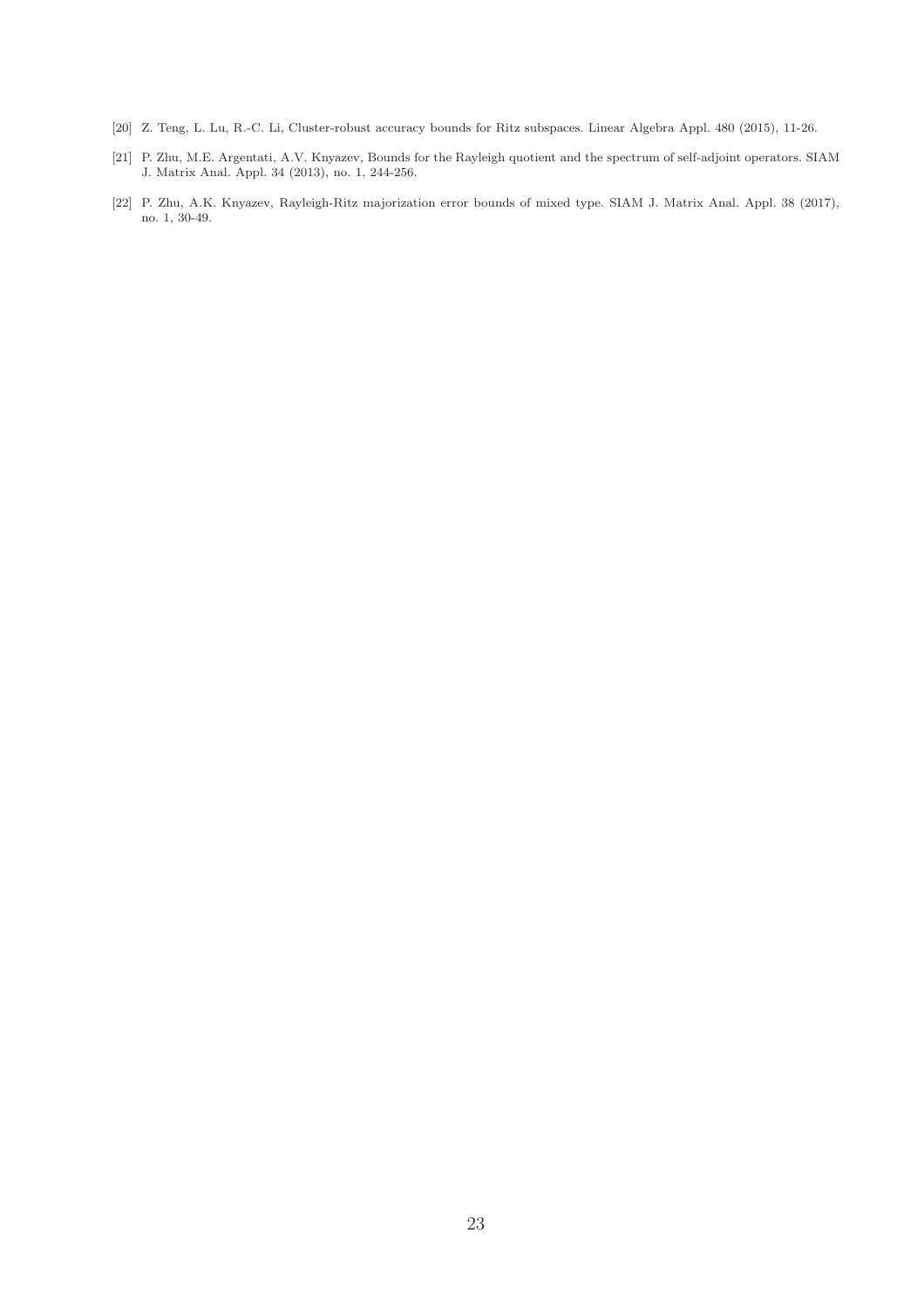[20] Z. Teng, L. Lu, R.-C. Li, Cluster-robust accuracy bounds for Ritz subspaces. Linear Algebra Appl. 480 (2015), 11-26.

[21] P. Zhu, M.E. Argentati, A.V. Knyazev, Bounds for the Rayleigh quotient and the spectrum of self-adjoint operators. SIAM J. Matrix Anal. Appl. 34 (2013), no. 1, 244-256.

[22] P. Zhu, A.K. Knyazev, Rayleigh-Ritz majorization error bounds of mixed type. SIAM J. Matrix Anal. Appl. 38 (2017), no. 1, 30-49.